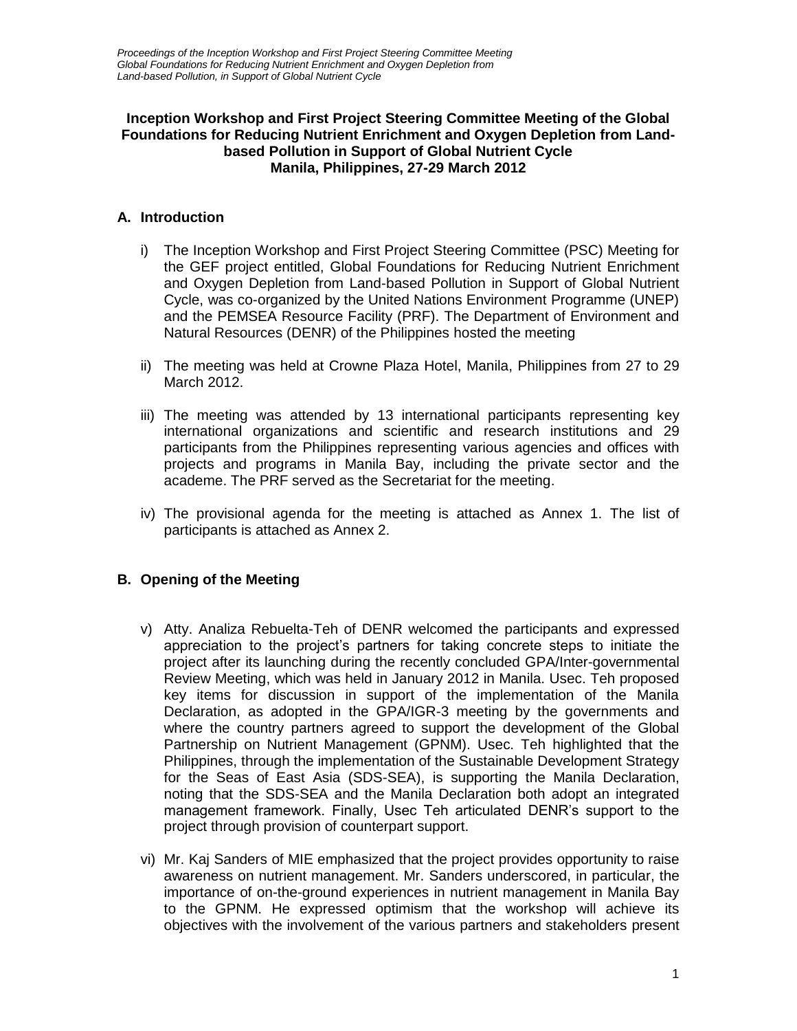**Inception Workshop and First Project Steering Committee Meeting of the Global Foundations for Reducing Nutrient Enrichment and Oxygen Depletion from Land-based Pollution in Support of Global Nutrient Cycle**
**Manila, Philippines, 27-29 March 2012**

## A. Introduction

i) The Inception Workshop and First Project Steering Committee (PSC) Meeting for the GEF project entitled, Global Foundations for Reducing Nutrient Enrichment and Oxygen Depletion from Land-based Pollution in Support of Global Nutrient Cycle, was co-organized by the United Nations Environment Programme (UNEP) and the PEMSEA Resource Facility (PRF). The Department of Environment and Natural Resources (DENR) of the Philippines hosted the meeting

ii) The meeting was held at Crowne Plaza Hotel, Manila, Philippines from 27 to 29 March 2012.

iii) The meeting was attended by 13 international participants representing key international organizations and scientific and research institutions and 29 participants from the Philippines representing various agencies and offices with projects and programs in Manila Bay, including the private sector and the academe. The PRF served as the Secretariat for the meeting.

iv) The provisional agenda for the meeting is attached as Annex 1. The list of participants is attached as Annex 2.

## B. Opening of the Meeting

v) Atty. Analiza Rebuelta-Teh of DENR welcomed the participants and expressed appreciation to the project's partners for taking concrete steps to initiate the project after its launching during the recently concluded GPA/Inter-governmental Review Meeting, which was held in January 2012 in Manila. Usec. Teh proposed key items for discussion in support of the implementation of the Manila Declaration, as adopted in the GPA/IGR-3 meeting by the governments and where the country partners agreed to support the development of the Global Partnership on Nutrient Management (GPNM). Usec. Teh highlighted that the Philippines, through the implementation of the Sustainable Development Strategy for the Seas of East Asia (SDS-SEA), is supporting the Manila Declaration, noting that the SDS-SEA and the Manila Declaration both adopt an integrated management framework. Finally, Usec Teh articulated DENR's support to the project through provision of counterpart support.

vi) Mr. Kaj Sanders of MIE emphasized that the project provides opportunity to raise awareness on nutrient management. Mr. Sanders underscored, in particular, the importance of on-the-ground experiences in nutrient management in Manila Bay to the GPNM. He expressed optimism that the workshop will achieve its objectives with the involvement of the various partners and stakeholders present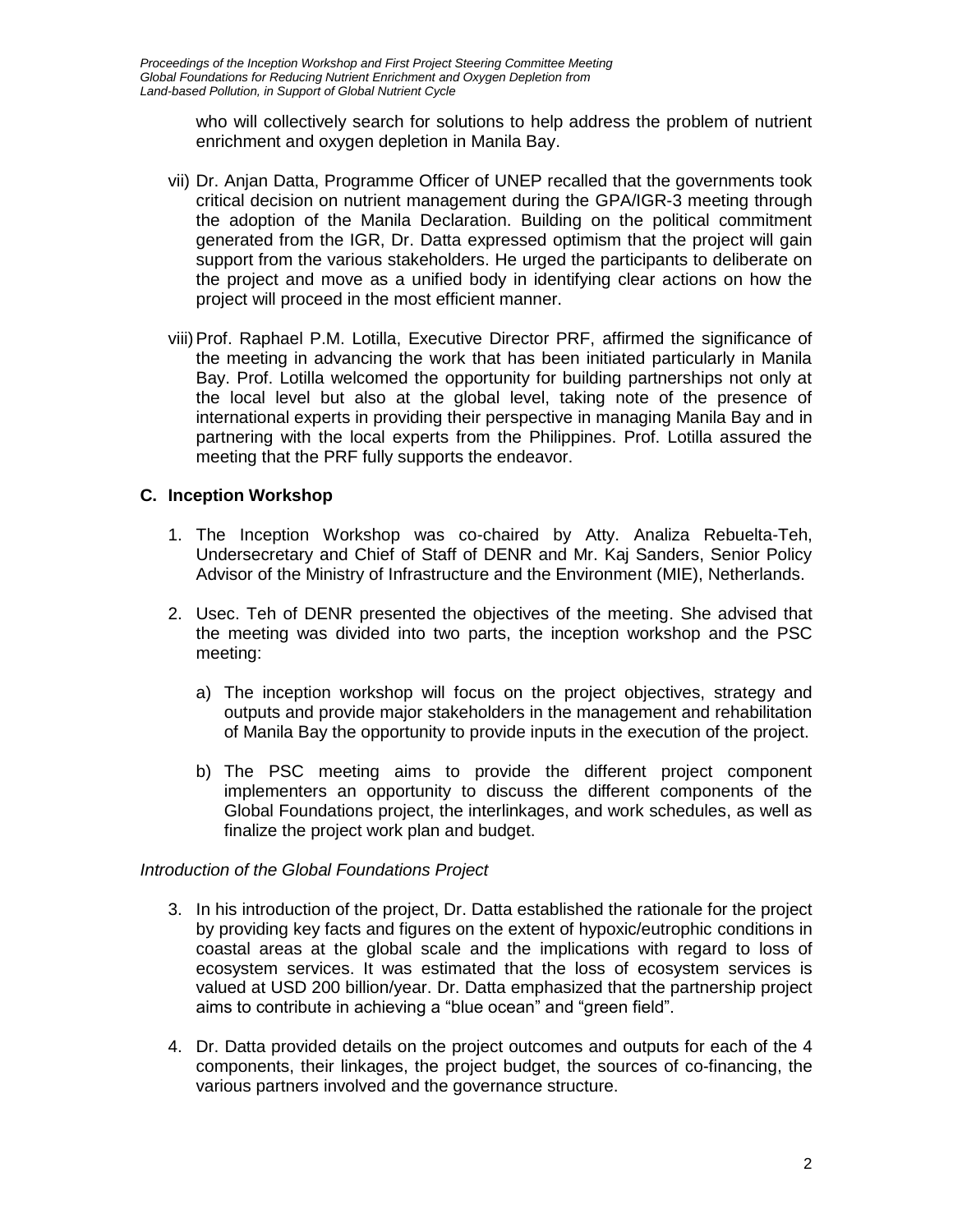who will collectively search for solutions to help address the problem of nutrient enrichment and oxygen depletion in Manila Bay.

vii) Dr. Anjan Datta, Programme Officer of UNEP recalled that the governments took critical decision on nutrient management during the GPA/IGR-3 meeting through the adoption of the Manila Declaration. Building on the political commitment generated from the IGR, Dr. Datta expressed optimism that the project will gain support from the various stakeholders. He urged the participants to deliberate on the project and move as a unified body in identifying clear actions on how the project will proceed in the most efficient manner.

viii) Prof. Raphael P.M. Lotilla, Executive Director PRF, affirmed the significance of the meeting in advancing the work that has been initiated particularly in Manila Bay. Prof. Lotilla welcomed the opportunity for building partnerships not only at the local level but also at the global level, taking note of the presence of international experts in providing their perspective in managing Manila Bay and in partnering with the local experts from the Philippines. Prof. Lotilla assured the meeting that the PRF fully supports the endeavor.

## C. Inception Workshop

1. The Inception Workshop was co-chaired by Atty. Analiza Rebuelta-Teh, Undersecretary and Chief of Staff of DENR and Mr. Kaj Sanders, Senior Policy Advisor of the Ministry of Infrastructure and the Environment (MIE), Netherlands.

2. Usec. Teh of DENR presented the objectives of the meeting. She advised that the meeting was divided into two parts, the inception workshop and the PSC meeting:

   a) The inception workshop will focus on the project objectives, strategy and outputs and provide major stakeholders in the management and rehabilitation of Manila Bay the opportunity to provide inputs in the execution of the project.

   b) The PSC meeting aims to provide the different project component implementers an opportunity to discuss the different components of the Global Foundations project, the interlinkages, and work schedules, as well as finalize the project work plan and budget.

*Introduction of the Global Foundations Project*

3. In his introduction of the project, Dr. Datta established the rationale for the project by providing key facts and figures on the extent of hypoxic/eutrophic conditions in coastal areas at the global scale and the implications with regard to loss of ecosystem services. It was estimated that the loss of ecosystem services is valued at USD 200 billion/year. Dr. Datta emphasized that the partnership project aims to contribute in achieving a "blue ocean" and "green field".

4. Dr. Datta provided details on the project outcomes and outputs for each of the 4 components, their linkages, the project budget, the sources of co-financing, the various partners involved and the governance structure.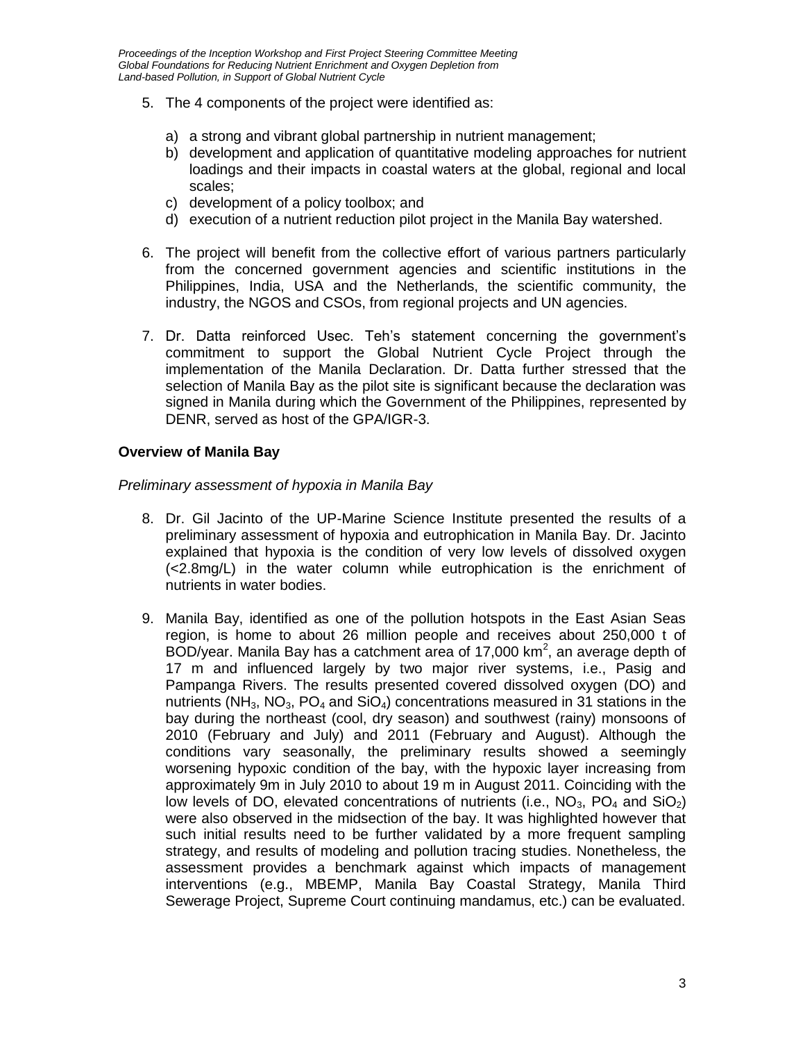5. The 4 components of the project were identified as:

   a) a strong and vibrant global partnership in nutrient management;
   b) development and application of quantitative modeling approaches for nutrient loadings and their impacts in coastal waters at the global, regional and local scales;
   c) development of a policy toolbox; and
   d) execution of a nutrient reduction pilot project in the Manila Bay watershed.

6. The project will benefit from the collective effort of various partners particularly from the concerned government agencies and scientific institutions in the Philippines, India, USA and the Netherlands, the scientific community, the industry, the NGOS and CSOs, from regional projects and UN agencies.

7. Dr. Datta reinforced Usec. Teh's statement concerning the government's commitment to support the Global Nutrient Cycle Project through the implementation of the Manila Declaration. Dr. Datta further stressed that the selection of Manila Bay as the pilot site is significant because the declaration was signed in Manila during which the Government of the Philippines, represented by DENR, served as host of the GPA/IGR-3.

**Overview of Manila Bay**

*Preliminary assessment of hypoxia in Manila Bay*

8. Dr. Gil Jacinto of the UP-Marine Science Institute presented the results of a preliminary assessment of hypoxia and eutrophication in Manila Bay. Dr. Jacinto explained that hypoxia is the condition of very low levels of dissolved oxygen (<2.8mg/L) in the water column while eutrophication is the enrichment of nutrients in water bodies.

9. Manila Bay, identified as one of the pollution hotspots in the East Asian Seas region, is home to about 26 million people and receives about 250,000 t of BOD/year. Manila Bay has a catchment area of 17,000 $km^2$, an average depth of 17 m and influenced largely by two major river systems, i.e., Pasig and Pampanga Rivers. The results presented covered dissolved oxygen (DO) and nutrients ($NH_3$, $NO_3$, $PO_4$ and $SiO_4$) concentrations measured in 31 stations in the bay during the northeast (cool, dry season) and southwest (rainy) monsoons of 2010 (February and July) and 2011 (February and August). Although the conditions vary seasonally, the preliminary results showed a seemingly worsening hypoxic condition of the bay, with the hypoxic layer increasing from approximately 9m in July 2010 to about 19 m in August 2011. Coinciding with the low levels of DO, elevated concentrations of nutrients (i.e., $NO_3$, $PO_4$ and $SiO_2$) were also observed in the midsection of the bay. It was highlighted however that such initial results need to be further validated by a more frequent sampling strategy, and results of modeling and pollution tracing studies. Nonetheless, the assessment provides a benchmark against which impacts of management interventions (e.g., MBEMP, Manila Bay Coastal Strategy, Manila Third Sewerage Project, Supreme Court continuing mandamus, etc.) can be evaluated.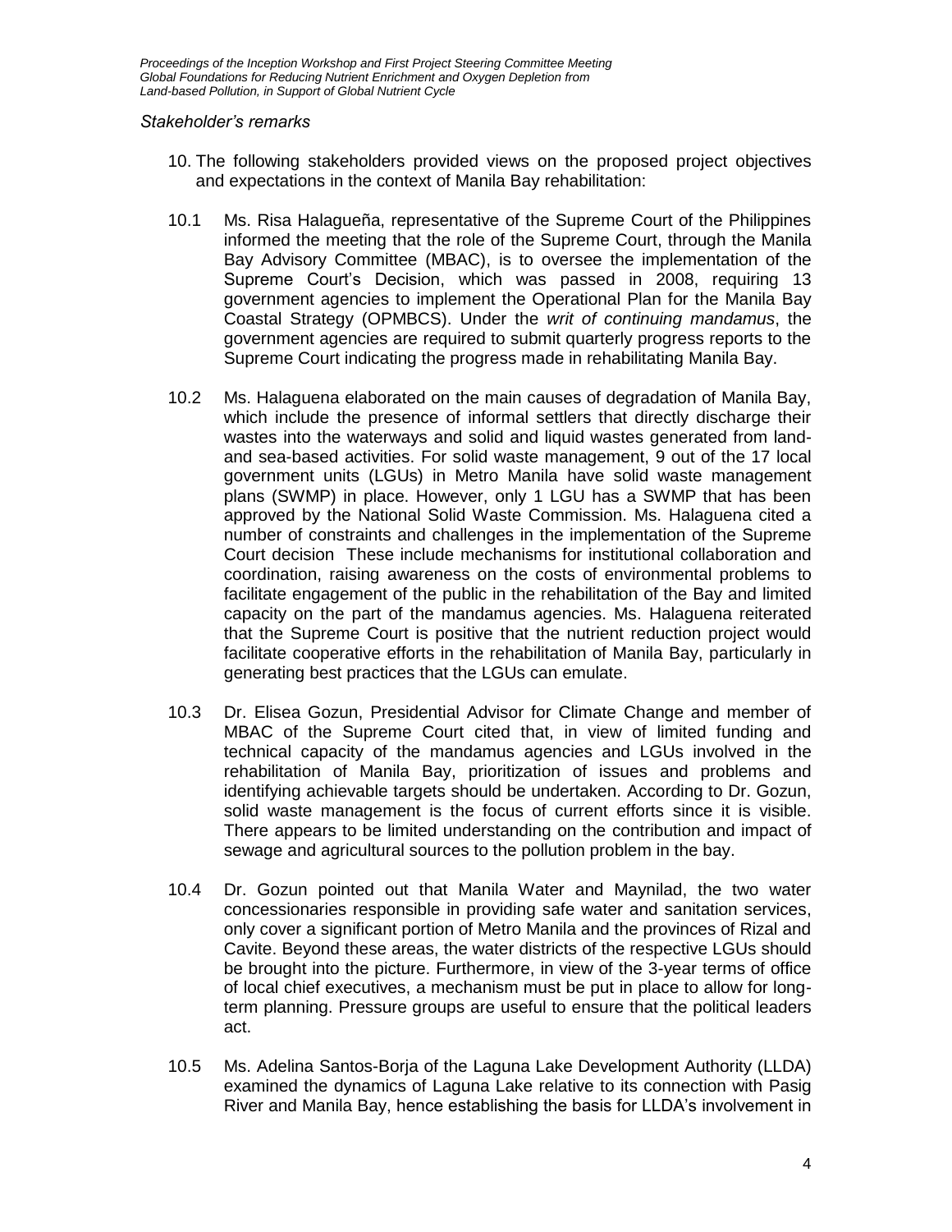*Stakeholder's remarks*

10. The following stakeholders provided views on the proposed project objectives and expectations in the context of Manila Bay rehabilitation:

10.1 Ms. Risa Halagueña, representative of the Supreme Court of the Philippines informed the meeting that the role of the Supreme Court, through the Manila Bay Advisory Committee (MBAC), is to oversee the implementation of the Supreme Court's Decision, which was passed in 2008, requiring 13 government agencies to implement the Operational Plan for the Manila Bay Coastal Strategy (OPMBCS). Under the *writ of continuing mandamus*, the government agencies are required to submit quarterly progress reports to the Supreme Court indicating the progress made in rehabilitating Manila Bay.

10.2 Ms. Halaguena elaborated on the main causes of degradation of Manila Bay, which include the presence of informal settlers that directly discharge their wastes into the waterways and solid and liquid wastes generated from land- and sea-based activities. For solid waste management, 9 out of the 17 local government units (LGUs) in Metro Manila have solid waste management plans (SWMP) in place. However, only 1 LGU has a SWMP that has been approved by the National Solid Waste Commission. Ms. Halaguena cited a number of constraints and challenges in the implementation of the Supreme Court decision These include mechanisms for institutional collaboration and coordination, raising awareness on the costs of environmental problems to facilitate engagement of the public in the rehabilitation of the Bay and limited capacity on the part of the mandamus agencies. Ms. Halaguena reiterated that the Supreme Court is positive that the nutrient reduction project would facilitate cooperative efforts in the rehabilitation of Manila Bay, particularly in generating best practices that the LGUs can emulate.

10.3 Dr. Elisea Gozun, Presidential Advisor for Climate Change and member of MBAC of the Supreme Court cited that, in view of limited funding and technical capacity of the mandamus agencies and LGUs involved in the rehabilitation of Manila Bay, prioritization of issues and problems and identifying achievable targets should be undertaken. According to Dr. Gozun, solid waste management is the focus of current efforts since it is visible. There appears to be limited understanding on the contribution and impact of sewage and agricultural sources to the pollution problem in the bay.

10.4 Dr. Gozun pointed out that Manila Water and Maynilad, the two water concessionaries responsible in providing safe water and sanitation services, only cover a significant portion of Metro Manila and the provinces of Rizal and Cavite. Beyond these areas, the water districts of the respective LGUs should be brought into the picture. Furthermore, in view of the 3-year terms of office of local chief executives, a mechanism must be put in place to allow for long-term planning. Pressure groups are useful to ensure that the political leaders act.

10.5 Ms. Adelina Santos-Borja of the Laguna Lake Development Authority (LLDA) examined the dynamics of Laguna Lake relative to its connection with Pasig River and Manila Bay, hence establishing the basis for LLDA's involvement in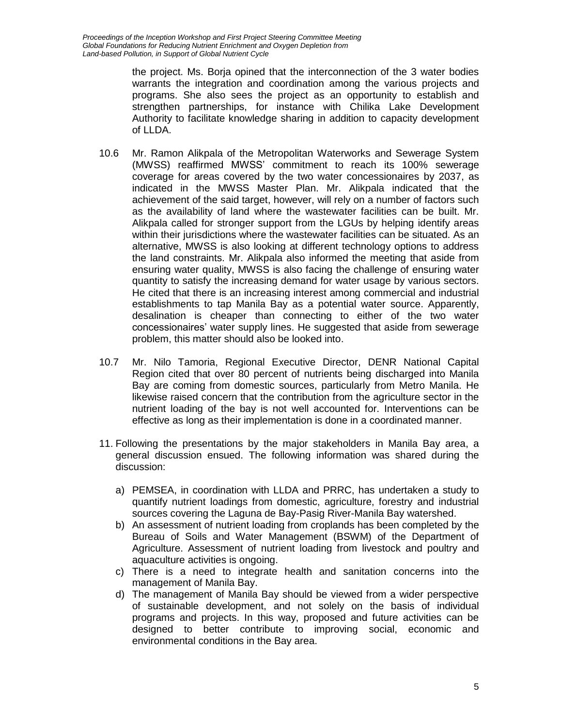the project. Ms. Borja opined that the interconnection of the 3 water bodies warrants the integration and coordination among the various projects and programs. She also sees the project as an opportunity to establish and strengthen partnerships, for instance with Chilika Lake Development Authority to facilitate knowledge sharing in addition to capacity development of LLDA.

10.6 Mr. Ramon Alikpala of the Metropolitan Waterworks and Sewerage System (MWSS) reaffirmed MWSS' commitment to reach its 100% sewerage coverage for areas covered by the two water concessionaires by 2037, as indicated in the MWSS Master Plan. Mr. Alikpala indicated that the achievement of the said target, however, will rely on a number of factors such as the availability of land where the wastewater facilities can be built. Mr. Alikpala called for stronger support from the LGUs by helping identify areas within their jurisdictions where the wastewater facilities can be situated. As an alternative, MWSS is also looking at different technology options to address the land constraints. Mr. Alikpala also informed the meeting that aside from ensuring water quality, MWSS is also facing the challenge of ensuring water quantity to satisfy the increasing demand for water usage by various sectors. He cited that there is an increasing interest among commercial and industrial establishments to tap Manila Bay as a potential water source. Apparently, desalination is cheaper than connecting to either of the two water concessionaires' water supply lines. He suggested that aside from sewerage problem, this matter should also be looked into.

10.7 Mr. Nilo Tamoria, Regional Executive Director, DENR National Capital Region cited that over 80 percent of nutrients being discharged into Manila Bay are coming from domestic sources, particularly from Metro Manila. He likewise raised concern that the contribution from the agriculture sector in the nutrient loading of the bay is not well accounted for. Interventions can be effective as long as their implementation is done in a coordinated manner.

11. Following the presentations by the major stakeholders in Manila Bay area, a general discussion ensued. The following information was shared during the discussion:

   a) PEMSEA, in coordination with LLDA and PRRC, has undertaken a study to quantify nutrient loadings from domestic, agriculture, forestry and industrial sources covering the Laguna de Bay-Pasig River-Manila Bay watershed.
   b) An assessment of nutrient loading from croplands has been completed by the Bureau of Soils and Water Management (BSWM) of the Department of Agriculture. Assessment of nutrient loading from livestock and poultry and aquaculture activities is ongoing.
   c) There is a need to integrate health and sanitation concerns into the management of Manila Bay.
   d) The management of Manila Bay should be viewed from a wider perspective of sustainable development, and not solely on the basis of individual programs and projects. In this way, proposed and future activities can be designed to better contribute to improving social, economic and environmental conditions in the Bay area.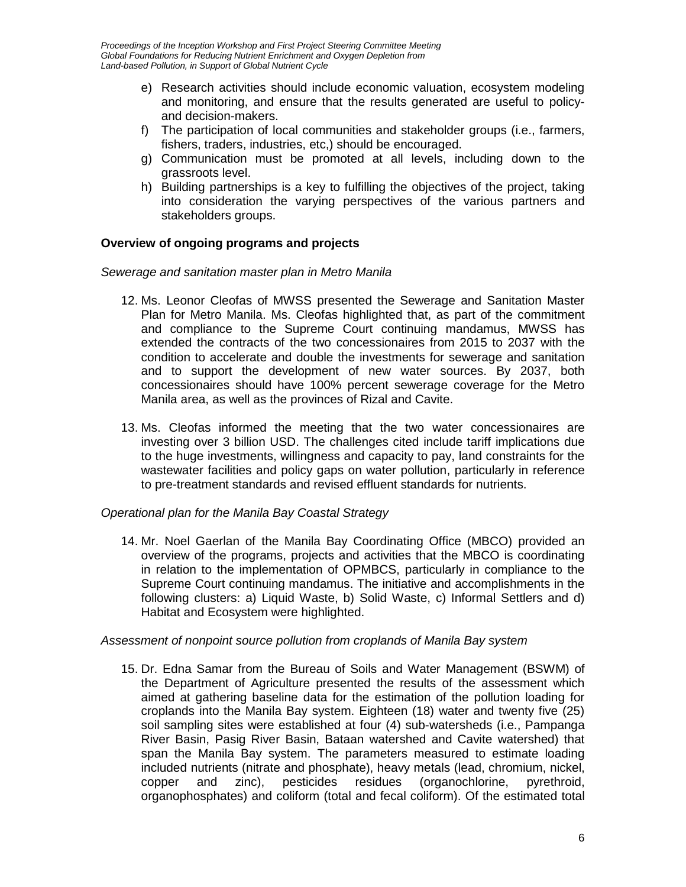e) Research activities should include economic valuation, ecosystem modeling and monitoring, and ensure that the results generated are useful to policy- and decision-makers.
f) The participation of local communities and stakeholder groups (i.e., farmers, fishers, traders, industries, etc,) should be encouraged.
g) Communication must be promoted at all levels, including down to the grassroots level.
h) Building partnerships is a key to fulfilling the objectives of the project, taking into consideration the varying perspectives of the various partners and stakeholders groups.

**Overview of ongoing programs and projects**

*Sewerage and sanitation master plan in Metro Manila*

12. Ms. Leonor Cleofas of MWSS presented the Sewerage and Sanitation Master Plan for Metro Manila. Ms. Cleofas highlighted that, as part of the commitment and compliance to the Supreme Court continuing mandamus, MWSS has extended the contracts of the two concessionaires from 2015 to 2037 with the condition to accelerate and double the investments for sewerage and sanitation and to support the development of new water sources. By 2037, both concessionaires should have 100% percent sewerage coverage for the Metro Manila area, as well as the provinces of Rizal and Cavite.

13. Ms. Cleofas informed the meeting that the two water concessionaires are investing over 3 billion USD. The challenges cited include tariff implications due to the huge investments, willingness and capacity to pay, land constraints for the wastewater facilities and policy gaps on water pollution, particularly in reference to pre-treatment standards and revised effluent standards for nutrients.

*Operational plan for the Manila Bay Coastal Strategy*

14. Mr. Noel Gaerlan of the Manila Bay Coordinating Office (MBCO) provided an overview of the programs, projects and activities that the MBCO is coordinating in relation to the implementation of OPMBCS, particularly in compliance to the Supreme Court continuing mandamus. The initiative and accomplishments in the following clusters: a) Liquid Waste, b) Solid Waste, c) Informal Settlers and d) Habitat and Ecosystem were highlighted.

*Assessment of nonpoint source pollution from croplands of Manila Bay system*

15. Dr. Edna Samar from the Bureau of Soils and Water Management (BSWM) of the Department of Agriculture presented the results of the assessment which aimed at gathering baseline data for the estimation of the pollution loading for croplands into the Manila Bay system. Eighteen (18) water and twenty five (25) soil sampling sites were established at four (4) sub-watersheds (i.e., Pampanga River Basin, Pasig River Basin, Bataan watershed and Cavite watershed) that span the Manila Bay system. The parameters measured to estimate loading included nutrients (nitrate and phosphate), heavy metals (lead, chromium, nickel, copper and zinc), pesticides residues (organochlorine, pyrethroid, organophosphates) and coliform (total and fecal coliform). Of the estimated total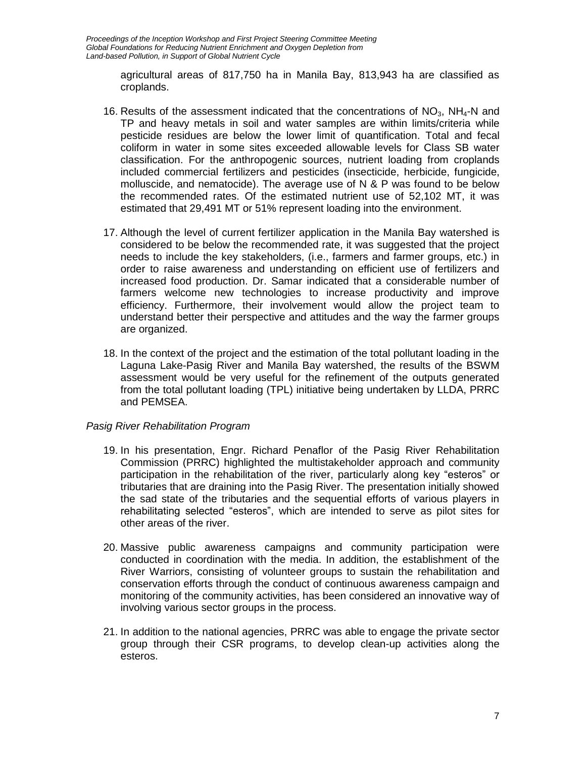agricultural areas of 817,750 ha in Manila Bay, 813,943 ha are classified as croplands.

16. Results of the assessment indicated that the concentrations of $NO_3$, $NH_4$-N and TP and heavy metals in soil and water samples are within limits/criteria while pesticide residues are below the lower limit of quantification. Total and fecal coliform in water in some sites exceeded allowable levels for Class SB water classification. For the anthropogenic sources, nutrient loading from croplands included commercial fertilizers and pesticides (insecticide, herbicide, fungicide, molluscide, and nematocide). The average use of N & P was found to be below the recommended rates. Of the estimated nutrient use of 52,102 MT, it was estimated that 29,491 MT or 51% represent loading into the environment.

17. Although the level of current fertilizer application in the Manila Bay watershed is considered to be below the recommended rate, it was suggested that the project needs to include the key stakeholders, (i.e., farmers and farmer groups, etc.) in order to raise awareness and understanding on efficient use of fertilizers and increased food production. Dr. Samar indicated that a considerable number of farmers welcome new technologies to increase productivity and improve efficiency. Furthermore, their involvement would allow the project team to understand better their perspective and attitudes and the way the farmer groups are organized.

18. In the context of the project and the estimation of the total pollutant loading in the Laguna Lake-Pasig River and Manila Bay watershed, the results of the BSWM assessment would be very useful for the refinement of the outputs generated from the total pollutant loading (TPL) initiative being undertaken by LLDA, PRRC and PEMSEA.

*Pasig River Rehabilitation Program*

19. In his presentation, Engr. Richard Penaflor of the Pasig River Rehabilitation Commission (PRRC) highlighted the multistakeholder approach and community participation in the rehabilitation of the river, particularly along key "esteros" or tributaries that are draining into the Pasig River. The presentation initially showed the sad state of the tributaries and the sequential efforts of various players in rehabilitating selected "esteros", which are intended to serve as pilot sites for other areas of the river.

20. Massive public awareness campaigns and community participation were conducted in coordination with the media. In addition, the establishment of the River Warriors, consisting of volunteer groups to sustain the rehabilitation and conservation efforts through the conduct of continuous awareness campaign and monitoring of the community activities, has been considered an innovative way of involving various sector groups in the process.

21. In addition to the national agencies, PRRC was able to engage the private sector group through their CSR programs, to develop clean-up activities along the esteros.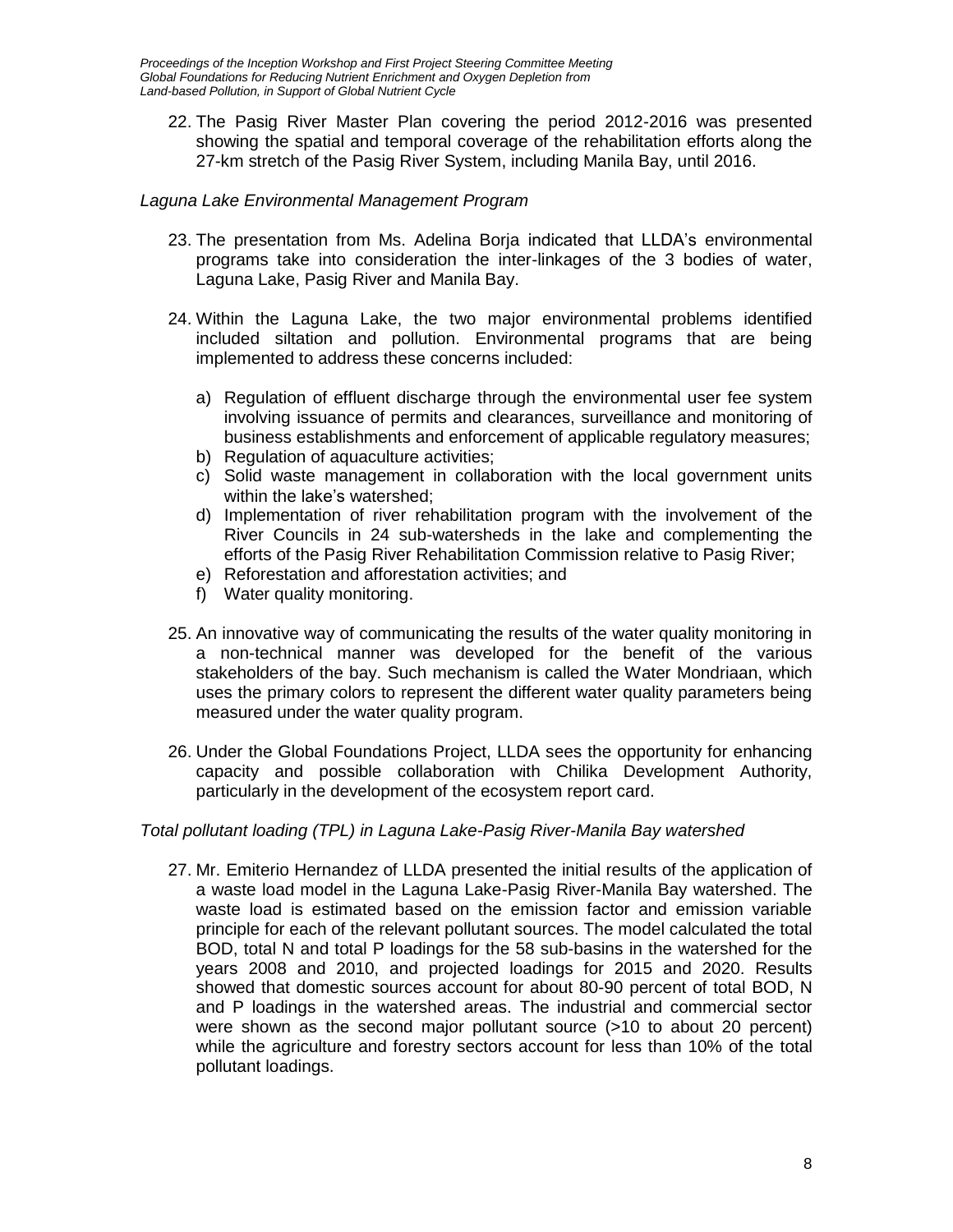22. The Pasig River Master Plan covering the period 2012-2016 was presented showing the spatial and temporal coverage of the rehabilitation efforts along the 27-km stretch of the Pasig River System, including Manila Bay, until 2016.

*Laguna Lake Environmental Management Program*

23. The presentation from Ms. Adelina Borja indicated that LLDA's environmental programs take into consideration the inter-linkages of the 3 bodies of water, Laguna Lake, Pasig River and Manila Bay.

24. Within the Laguna Lake, the two major environmental problems identified included siltation and pollution. Environmental programs that are being implemented to address these concerns included:

    a) Regulation of effluent discharge through the environmental user fee system involving issuance of permits and clearances, surveillance and monitoring of business establishments and enforcement of applicable regulatory measures;
    b) Regulation of aquaculture activities;
    c) Solid waste management in collaboration with the local government units within the lake's watershed;
    d) Implementation of river rehabilitation program with the involvement of the River Councils in 24 sub-watersheds in the lake and complementing the efforts of the Pasig River Rehabilitation Commission relative to Pasig River;
    e) Reforestation and afforestation activities; and
    f) Water quality monitoring.

25. An innovative way of communicating the results of the water quality monitoring in a non-technical manner was developed for the benefit of the various stakeholders of the bay. Such mechanism is called the Water Mondriaan, which uses the primary colors to represent the different water quality parameters being measured under the water quality program.

26. Under the Global Foundations Project, LLDA sees the opportunity for enhancing capacity and possible collaboration with Chilika Development Authority, particularly in the development of the ecosystem report card.

*Total pollutant loading (TPL) in Laguna Lake-Pasig River-Manila Bay watershed*

27. Mr. Emiterio Hernandez of LLDA presented the initial results of the application of a waste load model in the Laguna Lake-Pasig River-Manila Bay watershed. The waste load is estimated based on the emission factor and emission variable principle for each of the relevant pollutant sources. The model calculated the total BOD, total N and total P loadings for the 58 sub-basins in the watershed for the years 2008 and 2010, and projected loadings for 2015 and 2020. Results showed that domestic sources account for about 80-90 percent of total BOD, N and P loadings in the watershed areas. The industrial and commercial sector were shown as the second major pollutant source (>10 to about 20 percent) while the agriculture and forestry sectors account for less than 10% of the total pollutant loadings.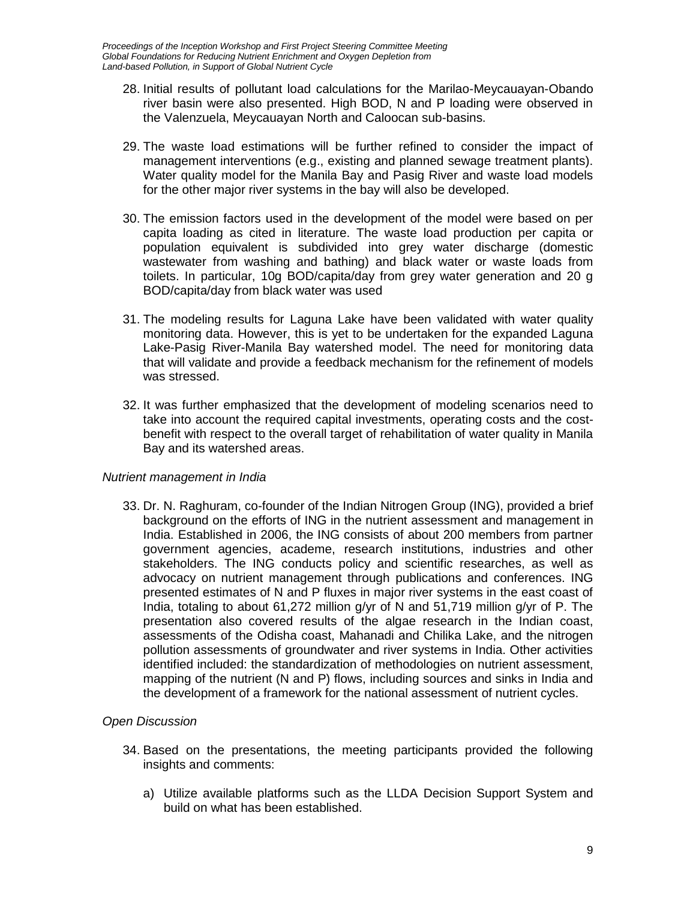28. Initial results of pollutant load calculations for the Marilao-Meycauayan-Obando river basin were also presented. High BOD, N and P loading were observed in the Valenzuela, Meycauayan North and Caloocan sub-basins.

29. The waste load estimations will be further refined to consider the impact of management interventions (e.g., existing and planned sewage treatment plants). Water quality model for the Manila Bay and Pasig River and waste load models for the other major river systems in the bay will also be developed.

30. The emission factors used in the development of the model were based on per capita loading as cited in literature. The waste load production per capita or population equivalent is subdivided into grey water discharge (domestic wastewater from washing and bathing) and black water or waste loads from toilets. In particular, 10g BOD/capita/day from grey water generation and 20 g BOD/capita/day from black water was used

31. The modeling results for Laguna Lake have been validated with water quality monitoring data. However, this is yet to be undertaken for the expanded Laguna Lake-Pasig River-Manila Bay watershed model. The need for monitoring data that will validate and provide a feedback mechanism for the refinement of models was stressed.

32. It was further emphasized that the development of modeling scenarios need to take into account the required capital investments, operating costs and the cost-benefit with respect to the overall target of rehabilitation of water quality in Manila Bay and its watershed areas.

*Nutrient management in India*

33. Dr. N. Raghuram, co-founder of the Indian Nitrogen Group (ING), provided a brief background on the efforts of ING in the nutrient assessment and management in India. Established in 2006, the ING consists of about 200 members from partner government agencies, academe, research institutions, industries and other stakeholders. The ING conducts policy and scientific researches, as well as advocacy on nutrient management through publications and conferences. ING presented estimates of N and P fluxes in major river systems in the east coast of India, totaling to about 61,272 million g/yr of N and 51,719 million g/yr of P. The presentation also covered results of the algae research in the Indian coast, assessments of the Odisha coast, Mahanadi and Chilika Lake, and the nitrogen pollution assessments of groundwater and river systems in India. Other activities identified included: the standardization of methodologies on nutrient assessment, mapping of the nutrient (N and P) flows, including sources and sinks in India and the development of a framework for the national assessment of nutrient cycles.

*Open Discussion*

34. Based on the presentations, the meeting participants provided the following insights and comments:

    a) Utilize available platforms such as the LLDA Decision Support System and build on what has been established.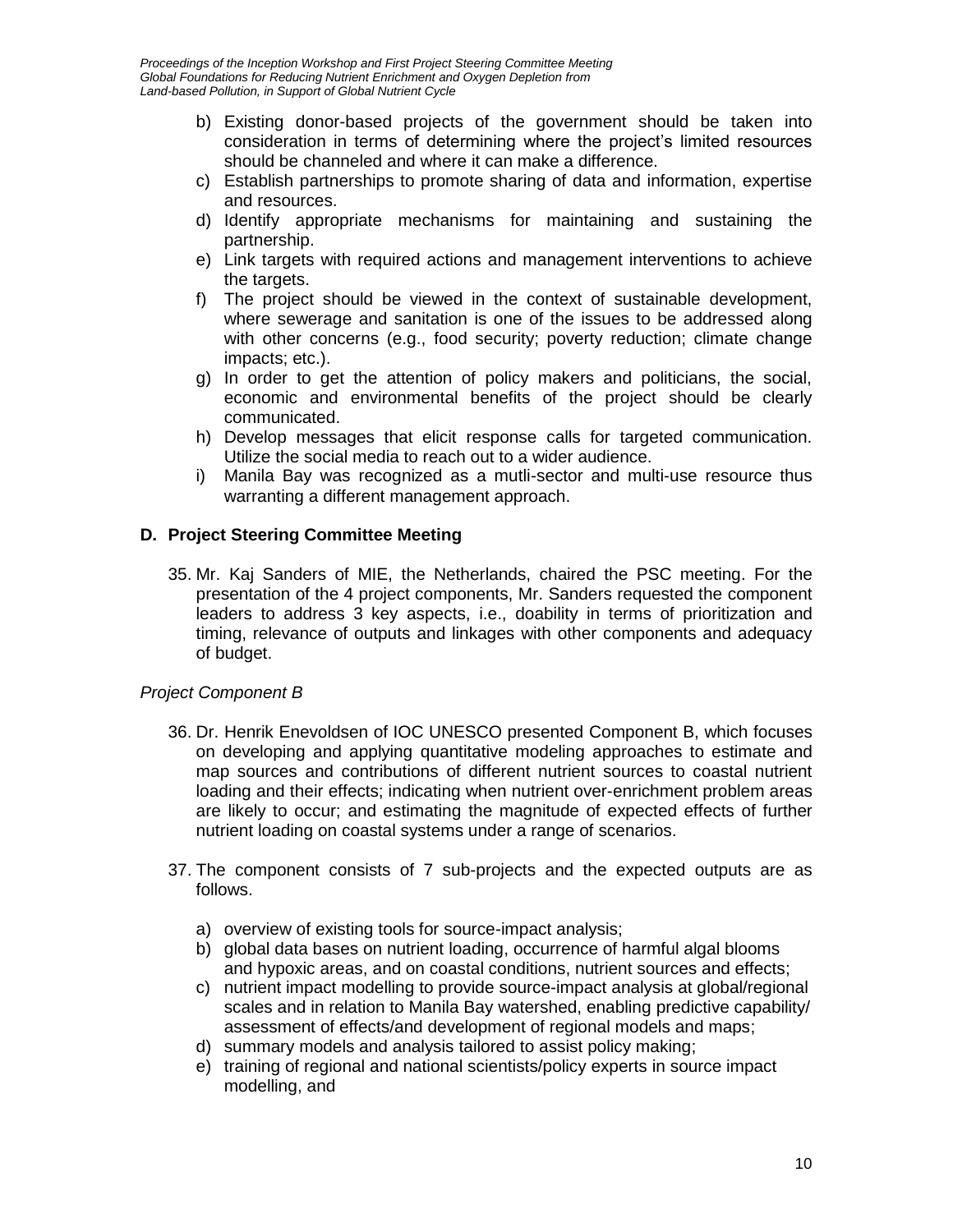b) Existing donor-based projects of the government should be taken into consideration in terms of determining where the project's limited resources should be channeled and where it can make a difference.
c) Establish partnerships to promote sharing of data and information, expertise and resources.
d) Identify appropriate mechanisms for maintaining and sustaining the partnership.
e) Link targets with required actions and management interventions to achieve the targets.
f) The project should be viewed in the context of sustainable development, where sewerage and sanitation is one of the issues to be addressed along with other concerns (e.g., food security; poverty reduction; climate change impacts; etc.).
g) In order to get the attention of policy makers and politicians, the social, economic and environmental benefits of the project should be clearly communicated.
h) Develop messages that elicit response calls for targeted communication. Utilize the social media to reach out to a wider audience.
i) Manila Bay was recognized as a mutli-sector and multi-use resource thus warranting a different management approach.

## D. Project Steering Committee Meeting

35. Mr. Kaj Sanders of MIE, the Netherlands, chaired the PSC meeting. For the presentation of the 4 project components, Mr. Sanders requested the component leaders to address 3 key aspects, i.e., doability in terms of prioritization and timing, relevance of outputs and linkages with other components and adequacy of budget.

*Project Component B*

36. Dr. Henrik Enevoldsen of IOC UNESCO presented Component B, which focuses on developing and applying quantitative modeling approaches to estimate and map sources and contributions of different nutrient sources to coastal nutrient loading and their effects; indicating when nutrient over-enrichment problem areas are likely to occur; and estimating the magnitude of expected effects of further nutrient loading on coastal systems under a range of scenarios.

37. The component consists of 7 sub-projects and the expected outputs are as follows.

    a) overview of existing tools for source-impact analysis;
    b) global data bases on nutrient loading, occurrence of harmful algal blooms and hypoxic areas, and on coastal conditions, nutrient sources and effects;
    c) nutrient impact modelling to provide source-impact analysis at global/regional scales and in relation to Manila Bay watershed, enabling predictive capability/ assessment of effects/and development of regional models and maps;
    d) summary models and analysis tailored to assist policy making;
    e) training of regional and national scientists/policy experts in source impact modelling, and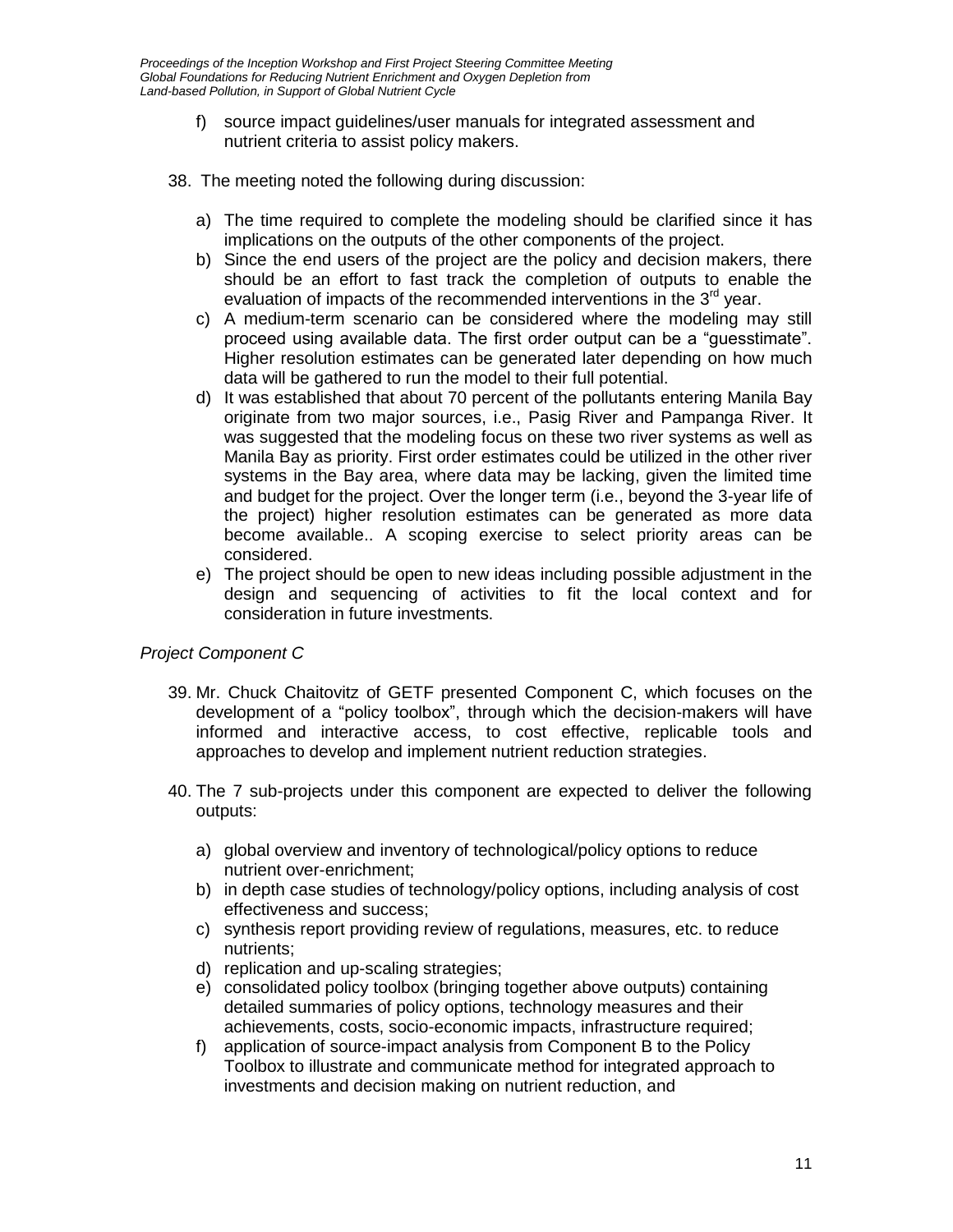f) source impact guidelines/user manuals for integrated assessment and nutrient criteria to assist policy makers.

38. The meeting noted the following during discussion:

    a) The time required to complete the modeling should be clarified since it has implications on the outputs of the other components of the project.
    b) Since the end users of the project are the policy and decision makers, there should be an effort to fast track the completion of outputs to enable the evaluation of impacts of the recommended interventions in the 3rd year.
    c) A medium-term scenario can be considered where the modeling may still proceed using available data. The first order output can be a "guesstimate". Higher resolution estimates can be generated later depending on how much data will be gathered to run the model to their full potential.
    d) It was established that about 70 percent of the pollutants entering Manila Bay originate from two major sources, i.e., Pasig River and Pampanga River. It was suggested that the modeling focus on these two river systems as well as Manila Bay as priority. First order estimates could be utilized in the other river systems in the Bay area, where data may be lacking, given the limited time and budget for the project. Over the longer term (i.e., beyond the 3-year life of the project) higher resolution estimates can be generated as more data become available.. A scoping exercise to select priority areas can be considered.
    e) The project should be open to new ideas including possible adjustment in the design and sequencing of activities to fit the local context and for consideration in future investments.

*Project Component C*

39. Mr. Chuck Chaitovitz of GETF presented Component C, which focuses on the development of a "policy toolbox", through which the decision-makers will have informed and interactive access, to cost effective, replicable tools and approaches to develop and implement nutrient reduction strategies.

40. The 7 sub-projects under this component are expected to deliver the following outputs:

    a) global overview and inventory of technological/policy options to reduce nutrient over-enrichment;
    b) in depth case studies of technology/policy options, including analysis of cost effectiveness and success;
    c) synthesis report providing review of regulations, measures, etc. to reduce nutrients;
    d) replication and up-scaling strategies;
    e) consolidated policy toolbox (bringing together above outputs) containing detailed summaries of policy options, technology measures and their achievements, costs, socio-economic impacts, infrastructure required;
    f) application of source-impact analysis from Component B to the Policy Toolbox to illustrate and communicate method for integrated approach to investments and decision making on nutrient reduction, and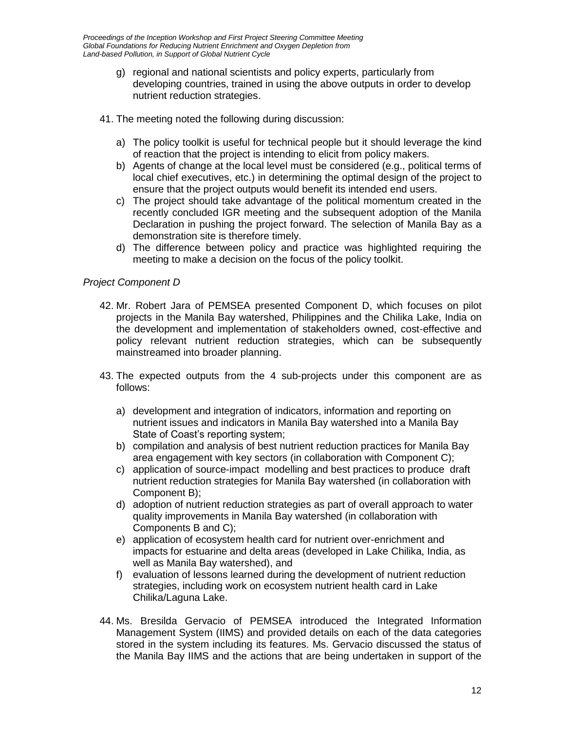g) regional and national scientists and policy experts, particularly from developing countries, trained in using the above outputs in order to develop nutrient reduction strategies.

41. The meeting noted the following during discussion:

    a) The policy toolkit is useful for technical people but it should leverage the kind of reaction that the project is intending to elicit from policy makers.
    b) Agents of change at the local level must be considered (e.g., political terms of local chief executives, etc.) in determining the optimal design of the project to ensure that the project outputs would benefit its intended end users.
    c) The project should take advantage of the political momentum created in the recently concluded IGR meeting and the subsequent adoption of the Manila Declaration in pushing the project forward. The selection of Manila Bay as a demonstration site is therefore timely.
    d) The difference between policy and practice was highlighted requiring the meeting to make a decision on the focus of the policy toolkit.

*Project Component D*

42. Mr. Robert Jara of PEMSEA presented Component D, which focuses on pilot projects in the Manila Bay watershed, Philippines and the Chilika Lake, India on the development and implementation of stakeholders owned, cost-effective and policy relevant nutrient reduction strategies, which can be subsequently mainstreamed into broader planning.

43. The expected outputs from the 4 sub-projects under this component are as follows:

    a) development and integration of indicators, information and reporting on nutrient issues and indicators in Manila Bay watershed into a Manila Bay State of Coast's reporting system;
    b) compilation and analysis of best nutrient reduction practices for Manila Bay area engagement with key sectors (in collaboration with Component C);
    c) application of source-impact modelling and best practices to produce draft nutrient reduction strategies for Manila Bay watershed (in collaboration with Component B);
    d) adoption of nutrient reduction strategies as part of overall approach to water quality improvements in Manila Bay watershed (in collaboration with Components B and C);
    e) application of ecosystem health card for nutrient over-enrichment and impacts for estuarine and delta areas (developed in Lake Chilika, India, as well as Manila Bay watershed), and
    f) evaluation of lessons learned during the development of nutrient reduction strategies, including work on ecosystem nutrient health card in Lake Chilika/Laguna Lake.

44. Ms. Bresilda Gervacio of PEMSEA introduced the Integrated Information Management System (IIMS) and provided details on each of the data categories stored in the system including its features. Ms. Gervacio discussed the status of the Manila Bay IIMS and the actions that are being undertaken in support of the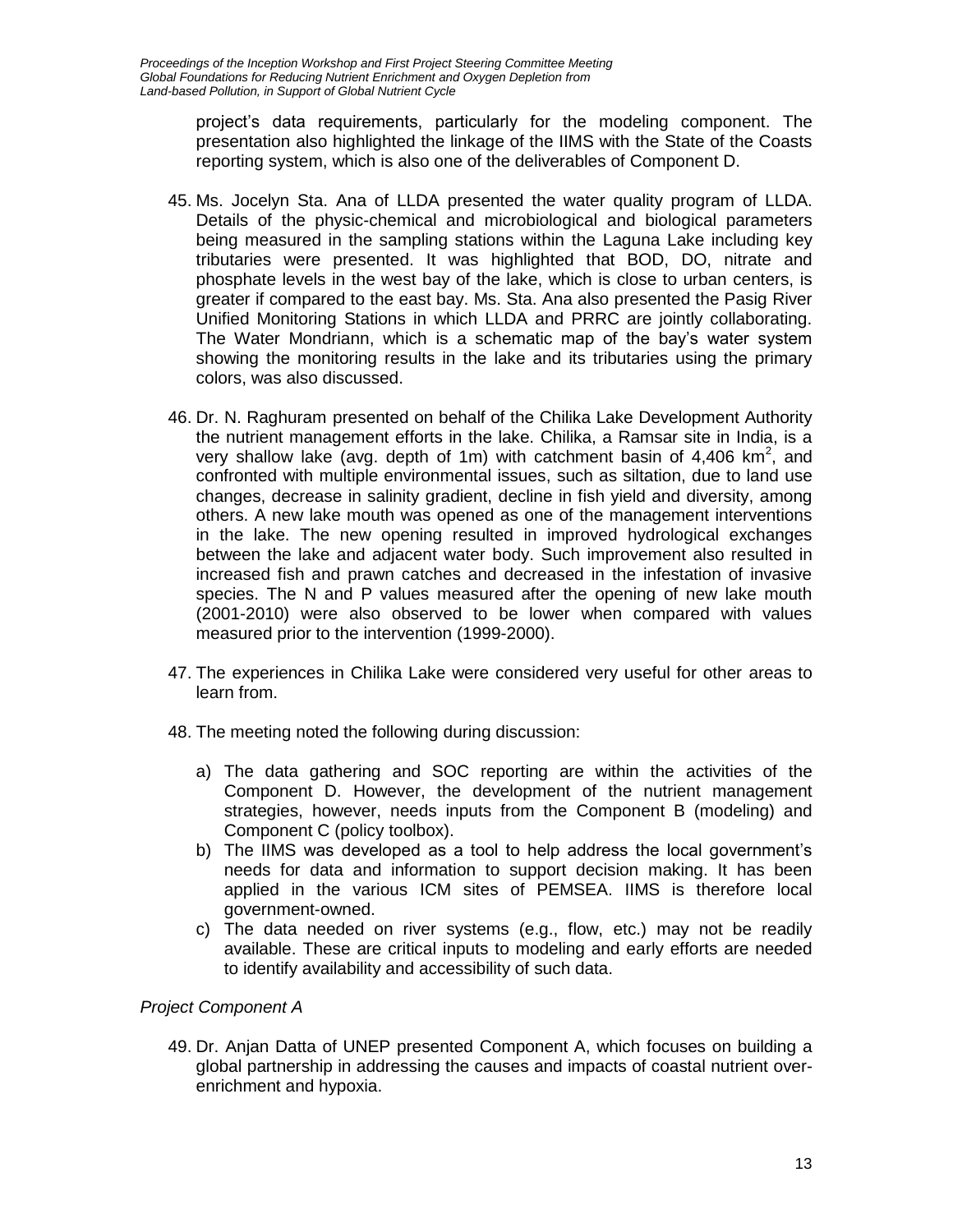project's data requirements, particularly for the modeling component. The presentation also highlighted the linkage of the IIMS with the State of the Coasts reporting system, which is also one of the deliverables of Component D.

45. Ms. Jocelyn Sta. Ana of LLDA presented the water quality program of LLDA. Details of the physic-chemical and microbiological and biological parameters being measured in the sampling stations within the Laguna Lake including key tributaries were presented. It was highlighted that BOD, DO, nitrate and phosphate levels in the west bay of the lake, which is close to urban centers, is greater if compared to the east bay. Ms. Sta. Ana also presented the Pasig River Unified Monitoring Stations in which LLDA and PRRC are jointly collaborating. The Water Mondriann, which is a schematic map of the bay's water system showing the monitoring results in the lake and its tributaries using the primary colors, was also discussed.

46. Dr. N. Raghuram presented on behalf of the Chilika Lake Development Authority the nutrient management efforts in the lake. Chilika, a Ramsar site in India, is a very shallow lake (avg. depth of 1m) with catchment basin of 4,406 $km^2$, and confronted with multiple environmental issues, such as siltation, due to land use changes, decrease in salinity gradient, decline in fish yield and diversity, among others. A new lake mouth was opened as one of the management interventions in the lake. The new opening resulted in improved hydrological exchanges between the lake and adjacent water body. Such improvement also resulted in increased fish and prawn catches and decreased in the infestation of invasive species. The N and P values measured after the opening of new lake mouth (2001-2010) were also observed to be lower when compared with values measured prior to the intervention (1999-2000).

47. The experiences in Chilika Lake were considered very useful for other areas to learn from.

48. The meeting noted the following during discussion:

   a) The data gathering and SOC reporting are within the activities of the Component D. However, the development of the nutrient management strategies, however, needs inputs from the Component B (modeling) and Component C (policy toolbox).
   b) The IIMS was developed as a tool to help address the local government's needs for data and information to support decision making. It has been applied in the various ICM sites of PEMSEA. IIMS is therefore local government-owned.
   c) The data needed on river systems (e.g., flow, etc.) may not be readily available. These are critical inputs to modeling and early efforts are needed to identify availability and accessibility of such data.

*Project Component A*

49. Dr. Anjan Datta of UNEP presented Component A, which focuses on building a global partnership in addressing the causes and impacts of coastal nutrient over-enrichment and hypoxia.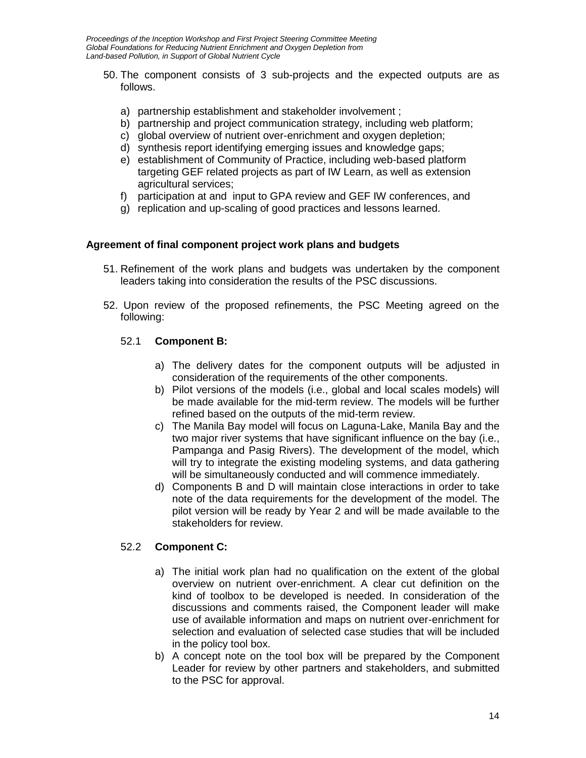50. The component consists of 3 sub-projects and the expected outputs are as follows.

    a) partnership establishment and stakeholder involvement ;
    b) partnership and project communication strategy, including web platform;
    c) global overview of nutrient over-enrichment and oxygen depletion;
    d) synthesis report identifying emerging issues and knowledge gaps;
    e) establishment of Community of Practice, including web-based platform targeting GEF related projects as part of IW Learn, as well as extension agricultural services;
    f) participation at and input to GPA review and GEF IW conferences, and
    g) replication and up-scaling of good practices and lessons learned.

**Agreement of final component project work plans and budgets**

51. Refinement of the work plans and budgets was undertaken by the component leaders taking into consideration the results of the PSC discussions.

52. Upon review of the proposed refinements, the PSC Meeting agreed on the following:

52.1 **Component B:**

a) The delivery dates for the component outputs will be adjusted in consideration of the requirements of the other components.
b) Pilot versions of the models (i.e., global and local scales models) will be made available for the mid-term review. The models will be further refined based on the outputs of the mid-term review.
c) The Manila Bay model will focus on Laguna-Lake, Manila Bay and the two major river systems that have significant influence on the bay (i.e., Pampanga and Pasig Rivers). The development of the model, which will try to integrate the existing modeling systems, and data gathering will be simultaneously conducted and will commence immediately.
d) Components B and D will maintain close interactions in order to take note of the data requirements for the development of the model. The pilot version will be ready by Year 2 and will be made available to the stakeholders for review.

52.2 **Component C:**

a) The initial work plan had no qualification on the extent of the global overview on nutrient over-enrichment. A clear cut definition on the kind of toolbox to be developed is needed. In consideration of the discussions and comments raised, the Component leader will make use of available information and maps on nutrient over-enrichment for selection and evaluation of selected case studies that will be included in the policy tool box.
b) A concept note on the tool box will be prepared by the Component Leader for review by other partners and stakeholders, and submitted to the PSC for approval.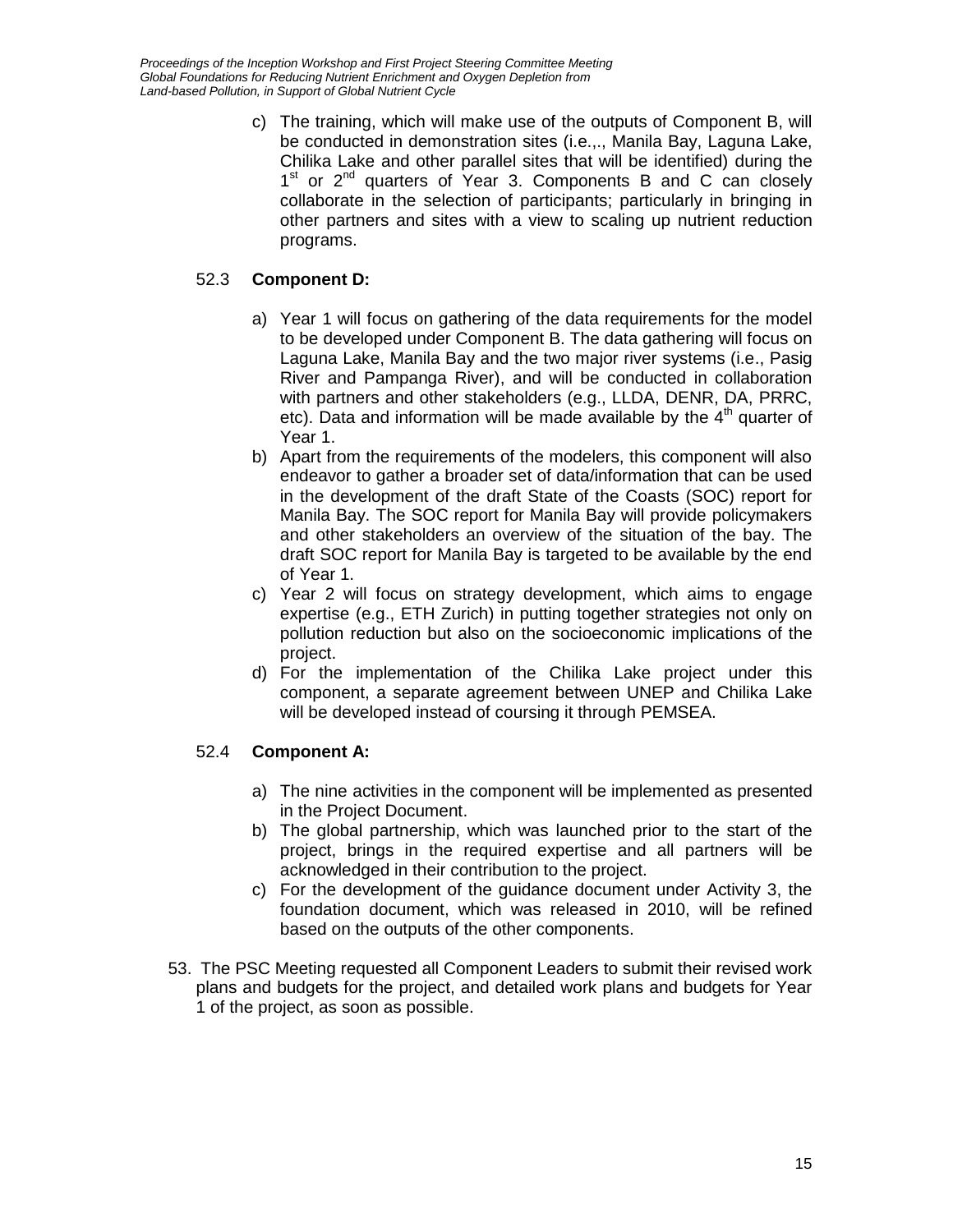c) The training, which will make use of the outputs of Component B, will be conducted in demonstration sites (i.e.,., Manila Bay, Laguna Lake, Chilika Lake and other parallel sites that will be identified) during the 1st or 2nd quarters of Year 3. Components B and C can closely collaborate in the selection of participants; particularly in bringing in other partners and sites with a view to scaling up nutrient reduction programs.

52.3 **Component D:**

a) Year 1 will focus on gathering of the data requirements for the model to be developed under Component B. The data gathering will focus on Laguna Lake, Manila Bay and the two major river systems (i.e., Pasig River and Pampanga River), and will be conducted in collaboration with partners and other stakeholders (e.g., LLDA, DENR, DA, PRRC, etc). Data and information will be made available by the 4th quarter of Year 1.
b) Apart from the requirements of the modelers, this component will also endeavor to gather a broader set of data/information that can be used in the development of the draft State of the Coasts (SOC) report for Manila Bay. The SOC report for Manila Bay will provide policymakers and other stakeholders an overview of the situation of the bay. The draft SOC report for Manila Bay is targeted to be available by the end of Year 1.
c) Year 2 will focus on strategy development, which aims to engage expertise (e.g., ETH Zurich) in putting together strategies not only on pollution reduction but also on the socioeconomic implications of the project.
d) For the implementation of the Chilika Lake project under this component, a separate agreement between UNEP and Chilika Lake will be developed instead of coursing it through PEMSEA.

52.4 **Component A:**

a) The nine activities in the component will be implemented as presented in the Project Document.
b) The global partnership, which was launched prior to the start of the project, brings in the required expertise and all partners will be acknowledged in their contribution to the project.
c) For the development of the guidance document under Activity 3, the foundation document, which was released in 2010, will be refined based on the outputs of the other components.

53. The PSC Meeting requested all Component Leaders to submit their revised work plans and budgets for the project, and detailed work plans and budgets for Year 1 of the project, as soon as possible.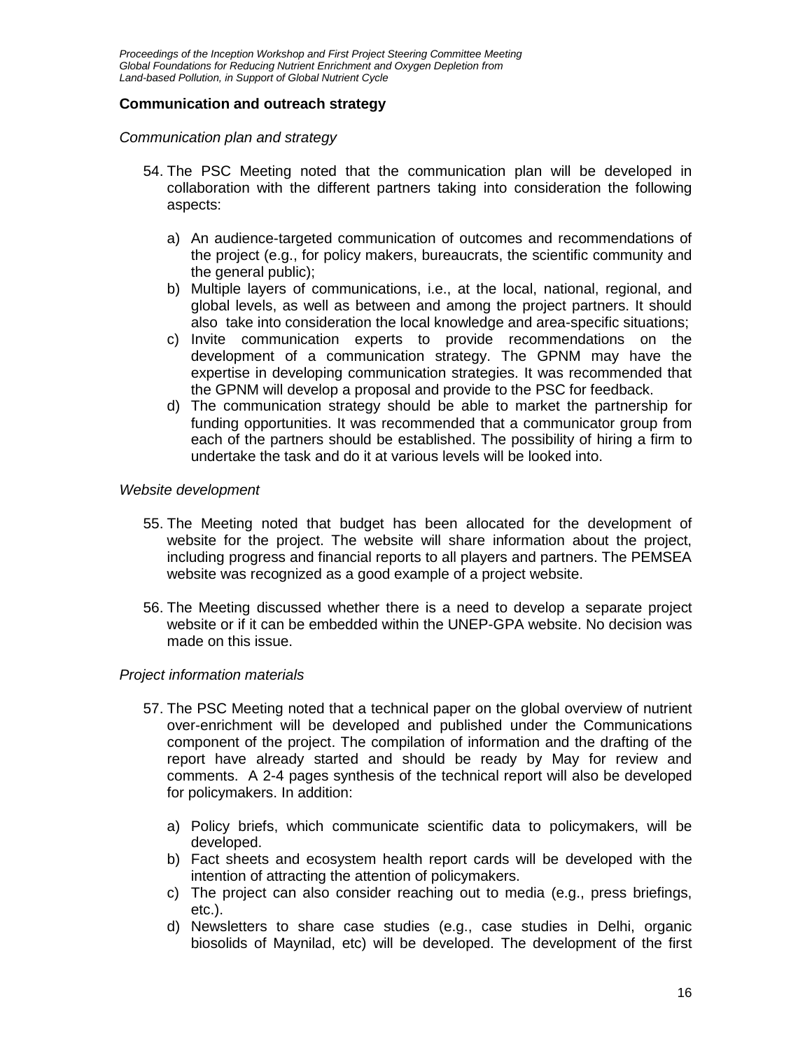**Communication and outreach strategy**

*Communication plan and strategy*

54. The PSC Meeting noted that the communication plan will be developed in collaboration with the different partners taking into consideration the following aspects:

    a) An audience-targeted communication of outcomes and recommendations of the project (e.g., for policy makers, bureaucrats, the scientific community and the general public);
    b) Multiple layers of communications, i.e., at the local, national, regional, and global levels, as well as between and among the project partners. It should also take into consideration the local knowledge and area-specific situations;
    c) Invite communication experts to provide recommendations on the development of a communication strategy. The GPNM may have the expertise in developing communication strategies. It was recommended that the GPNM will develop a proposal and provide to the PSC for feedback.
    d) The communication strategy should be able to market the partnership for funding opportunities. It was recommended that a communicator group from each of the partners should be established. The possibility of hiring a firm to undertake the task and do it at various levels will be looked into.

*Website development*

55. The Meeting noted that budget has been allocated for the development of website for the project. The website will share information about the project, including progress and financial reports to all players and partners. The PEMSEA website was recognized as a good example of a project website.

56. The Meeting discussed whether there is a need to develop a separate project website or if it can be embedded within the UNEP-GPA website. No decision was made on this issue.

*Project information materials*

57. The PSC Meeting noted that a technical paper on the global overview of nutrient over-enrichment will be developed and published under the Communications component of the project. The compilation of information and the drafting of the report have already started and should be ready by May for review and comments. A 2-4 pages synthesis of the technical report will also be developed for policymakers. In addition:

    a) Policy briefs, which communicate scientific data to policymakers, will be developed.
    b) Fact sheets and ecosystem health report cards will be developed with the intention of attracting the attention of policymakers.
    c) The project can also consider reaching out to media (e.g., press briefings, etc.).
    d) Newsletters to share case studies (e.g., case studies in Delhi, organic biosolids of Maynilad, etc) will be developed. The development of the first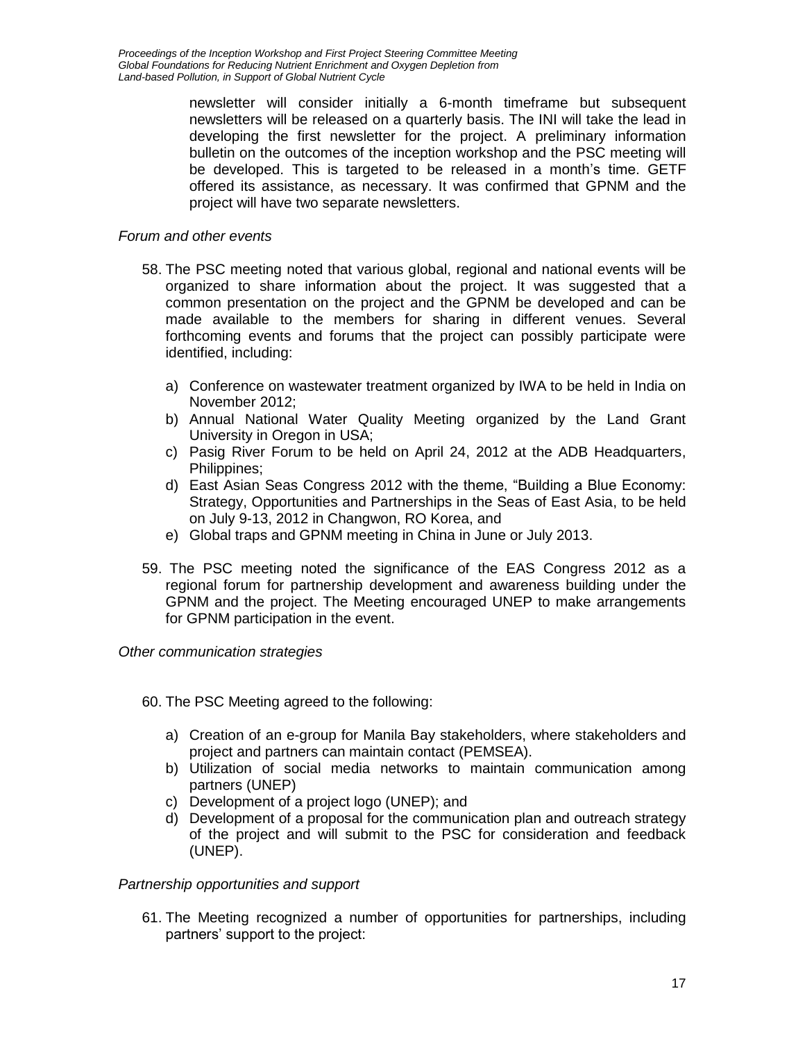newsletter will consider initially a 6-month timeframe but subsequent newsletters will be released on a quarterly basis. The INI will take the lead in developing the first newsletter for the project. A preliminary information bulletin on the outcomes of the inception workshop and the PSC meeting will be developed. This is targeted to be released in a month's time. GETF offered its assistance, as necessary. It was confirmed that GPNM and the project will have two separate newsletters.

*Forum and other events*

58. The PSC meeting noted that various global, regional and national events will be organized to share information about the project. It was suggested that a common presentation on the project and the GPNM be developed and can be made available to the members for sharing in different venues. Several forthcoming events and forums that the project can possibly participate were identified, including:

    a) Conference on wastewater treatment organized by IWA to be held in India on November 2012;
    b) Annual National Water Quality Meeting organized by the Land Grant University in Oregon in USA;
    c) Pasig River Forum to be held on April 24, 2012 at the ADB Headquarters, Philippines;
    d) East Asian Seas Congress 2012 with the theme, "Building a Blue Economy: Strategy, Opportunities and Partnerships in the Seas of East Asia, to be held on July 9-13, 2012 in Changwon, RO Korea, and
    e) Global traps and GPNM meeting in China in June or July 2013.

59. The PSC meeting noted the significance of the EAS Congress 2012 as a regional forum for partnership development and awareness building under the GPNM and the project. The Meeting encouraged UNEP to make arrangements for GPNM participation in the event.

*Other communication strategies*

60. The PSC Meeting agreed to the following:

    a) Creation of an e-group for Manila Bay stakeholders, where stakeholders and project and partners can maintain contact (PEMSEA).
    b) Utilization of social media networks to maintain communication among partners (UNEP)
    c) Development of a project logo (UNEP); and
    d) Development of a proposal for the communication plan and outreach strategy of the project and will submit to the PSC for consideration and feedback (UNEP).

*Partnership opportunities and support*

61. The Meeting recognized a number of opportunities for partnerships, including partners' support to the project: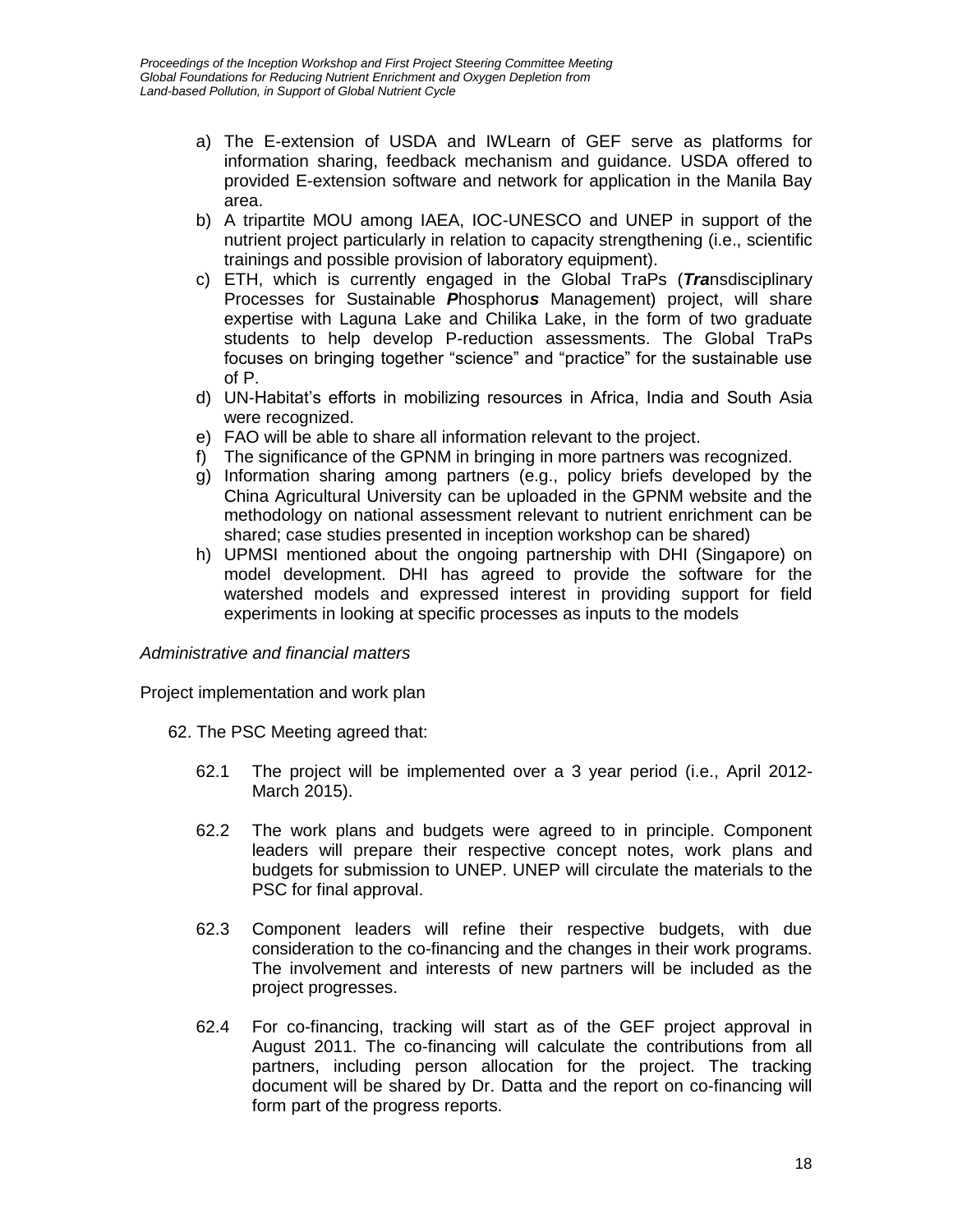a) The E-extension of USDA and IWLearn of GEF serve as platforms for information sharing, feedback mechanism and guidance. USDA offered to provided E-extension software and network for application in the Manila Bay area.
b) A tripartite MOU among IAEA, IOC-UNESCO and UNEP in support of the nutrient project particularly in relation to capacity strengthening (i.e., scientific trainings and possible provision of laboratory equipment).
c) ETH, which is currently engaged in the Global TraPs (***Tra***nsdisciplinary Processes for Sustainable ***P***hosphoru***s*** Management) project, will share expertise with Laguna Lake and Chilika Lake, in the form of two graduate students to help develop P-reduction assessments. The Global TraPs focuses on bringing together "science" and "practice" for the sustainable use of P.
d) UN-Habitat's efforts in mobilizing resources in Africa, India and South Asia were recognized.
e) FAO will be able to share all information relevant to the project.
f) The significance of the GPNM in bringing in more partners was recognized.
g) Information sharing among partners (e.g., policy briefs developed by the China Agricultural University can be uploaded in the GPNM website and the methodology on national assessment relevant to nutrient enrichment can be shared; case studies presented in inception workshop can be shared)
h) UPMSI mentioned about the ongoing partnership with DHI (Singapore) on model development. DHI has agreed to provide the software for the watershed models and expressed interest in providing support for field experiments in looking at specific processes as inputs to the models

*Administrative and financial matters*

Project implementation and work plan

62. The PSC Meeting agreed that:

62.1 The project will be implemented over a 3 year period (i.e., April 2012-March 2015).

62.2 The work plans and budgets were agreed to in principle. Component leaders will prepare their respective concept notes, work plans and budgets for submission to UNEP. UNEP will circulate the materials to the PSC for final approval.

62.3 Component leaders will refine their respective budgets, with due consideration to the co-financing and the changes in their work programs. The involvement and interests of new partners will be included as the project progresses.

62.4 For co-financing, tracking will start as of the GEF project approval in August 2011. The co-financing will calculate the contributions from all partners, including person allocation for the project. The tracking document will be shared by Dr. Datta and the report on co-financing will form part of the progress reports.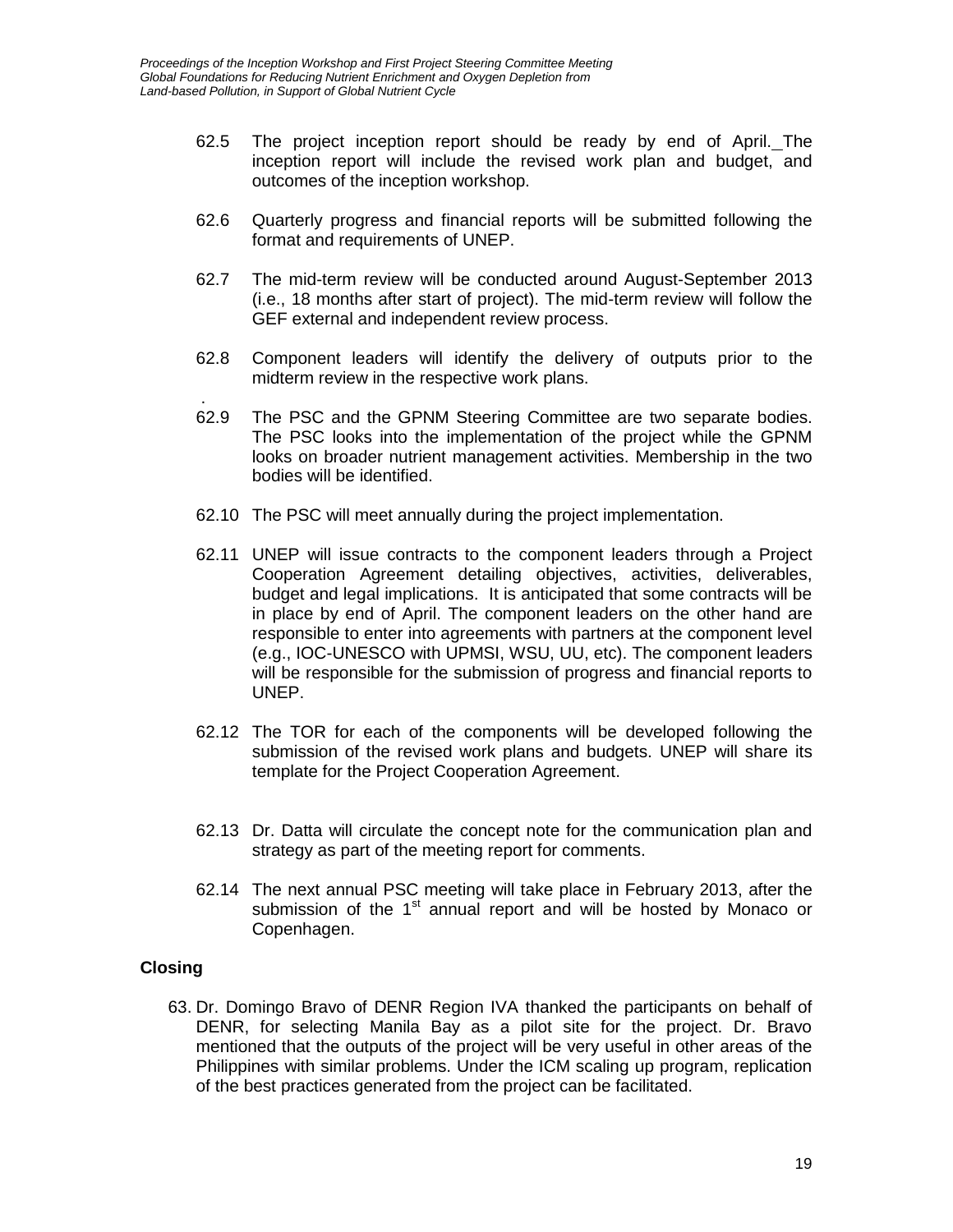62.5 The project inception report should be ready by end of April. The inception report will include the revised work plan and budget, and outcomes of the inception workshop.

62.6 Quarterly progress and financial reports will be submitted following the format and requirements of UNEP.

62.7 The mid-term review will be conducted around August-September 2013 (i.e., 18 months after start of project). The mid-term review will follow the GEF external and independent review process.

62.8 Component leaders will identify the delivery of outputs prior to the midterm review in the respective work plans.

62.9 The PSC and the GPNM Steering Committee are two separate bodies. The PSC looks into the implementation of the project while the GPNM looks on broader nutrient management activities. Membership in the two bodies will be identified.

62.10 The PSC will meet annually during the project implementation.

62.11 UNEP will issue contracts to the component leaders through a Project Cooperation Agreement detailing objectives, activities, deliverables, budget and legal implications. It is anticipated that some contracts will be in place by end of April. The component leaders on the other hand are responsible to enter into agreements with partners at the component level (e.g., IOC-UNESCO with UPMSI, WSU, UU, etc). The component leaders will be responsible for the submission of progress and financial reports to UNEP.

62.12 The TOR for each of the components will be developed following the submission of the revised work plans and budgets. UNEP will share its template for the Project Cooperation Agreement.

62.13 Dr. Datta will circulate the concept note for the communication plan and strategy as part of the meeting report for comments.

62.14 The next annual PSC meeting will take place in February 2013, after the submission of the 1st annual report and will be hosted by Monaco or Copenhagen.

## Closing

63. Dr. Domingo Bravo of DENR Region IVA thanked the participants on behalf of DENR, for selecting Manila Bay as a pilot site for the project. Dr. Bravo mentioned that the outputs of the project will be very useful in other areas of the Philippines with similar problems. Under the ICM scaling up program, replication of the best practices generated from the project can be facilitated.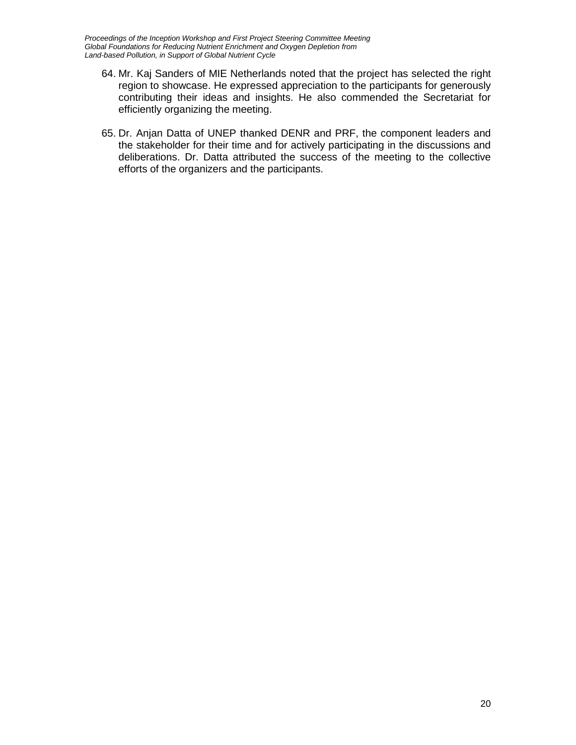64. Mr. Kaj Sanders of MIE Netherlands noted that the project has selected the right region to showcase. He expressed appreciation to the participants for generously contributing their ideas and insights. He also commended the Secretariat for efficiently organizing the meeting.

65. Dr. Anjan Datta of UNEP thanked DENR and PRF, the component leaders and the stakeholder for their time and for actively participating in the discussions and deliberations. Dr. Datta attributed the success of the meeting to the collective efforts of the organizers and the participants.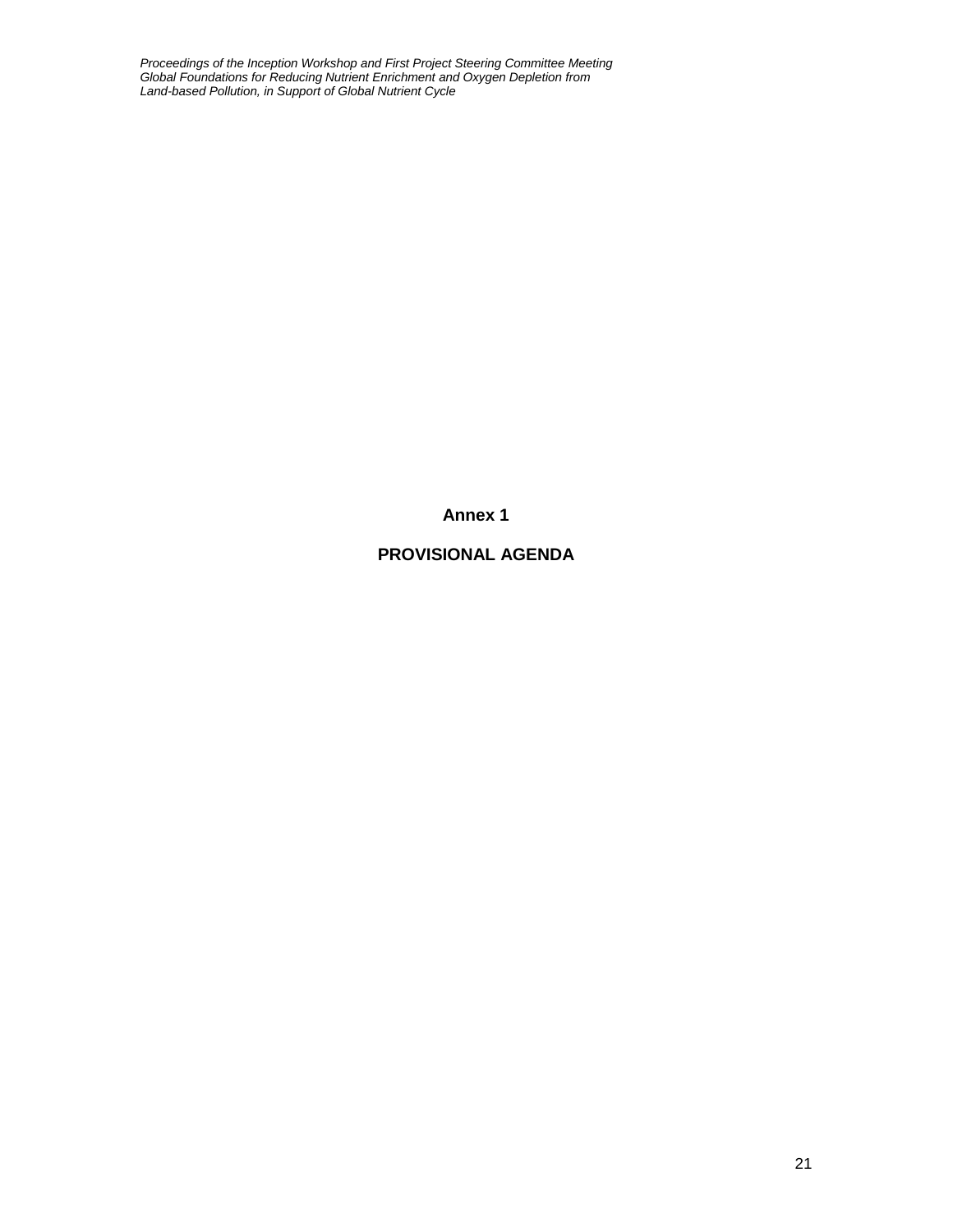# Annex 1

## PROVISIONAL AGENDA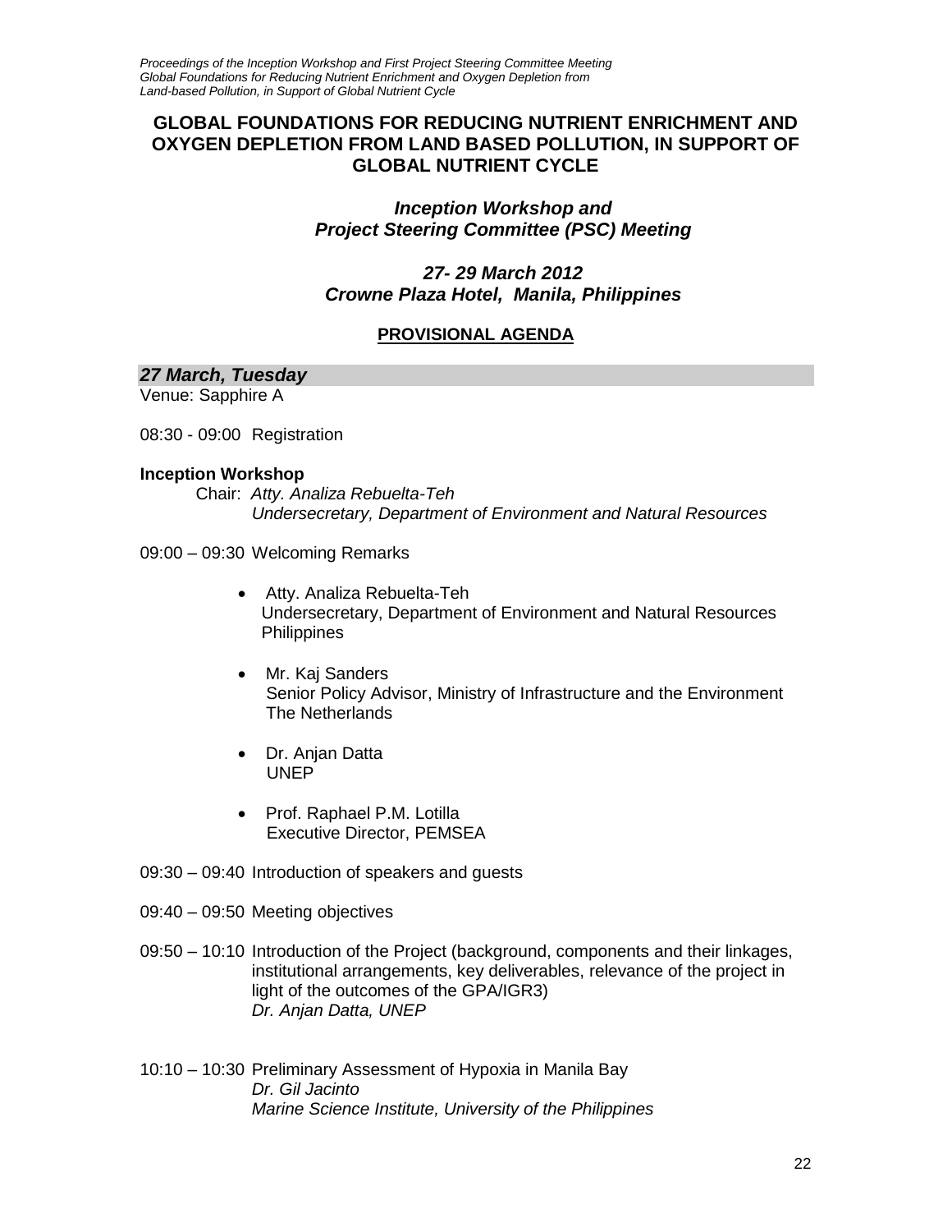## GLOBAL FOUNDATIONS FOR REDUCING NUTRIENT ENRICHMENT AND OXYGEN DEPLETION FROM LAND BASED POLLUTION, IN SUPPORT OF GLOBAL NUTRIENT CYCLE

***Inception Workshop and Project Steering Committee (PSC) Meeting***

***27- 29 March 2012 Crowne Plaza Hotel, Manila, Philippines***

**PROVISIONAL AGENDA**

***27 March, Tuesday***

Venue: Sapphire A

08:30 - 09:00 Registration

**Inception Workshop**

Chair: *Atty. Analiza Rebuelta-Teh*
*Undersecretary, Department of Environment and Natural Resources*

09:00 – 09:30 Welcoming Remarks

- Atty. Analiza Rebuelta-Teh
  Undersecretary, Department of Environment and Natural Resources
  Philippines
- Mr. Kaj Sanders
  Senior Policy Advisor, Ministry of Infrastructure and the Environment
  The Netherlands
- Dr. Anjan Datta
  UNEP
- Prof. Raphael P.M. Lotilla
  Executive Director, PEMSEA

09:30 – 09:40 Introduction of speakers and guests

09:40 – 09:50 Meeting objectives

09:50 – 10:10 Introduction of the Project (background, components and their linkages, institutional arrangements, key deliverables, relevance of the project in light of the outcomes of the GPA/IGR3)
*Dr. Anjan Datta, UNEP*

10:10 – 10:30 Preliminary Assessment of Hypoxia in Manila Bay
*Dr. Gil Jacinto*
*Marine Science Institute, University of the Philippines*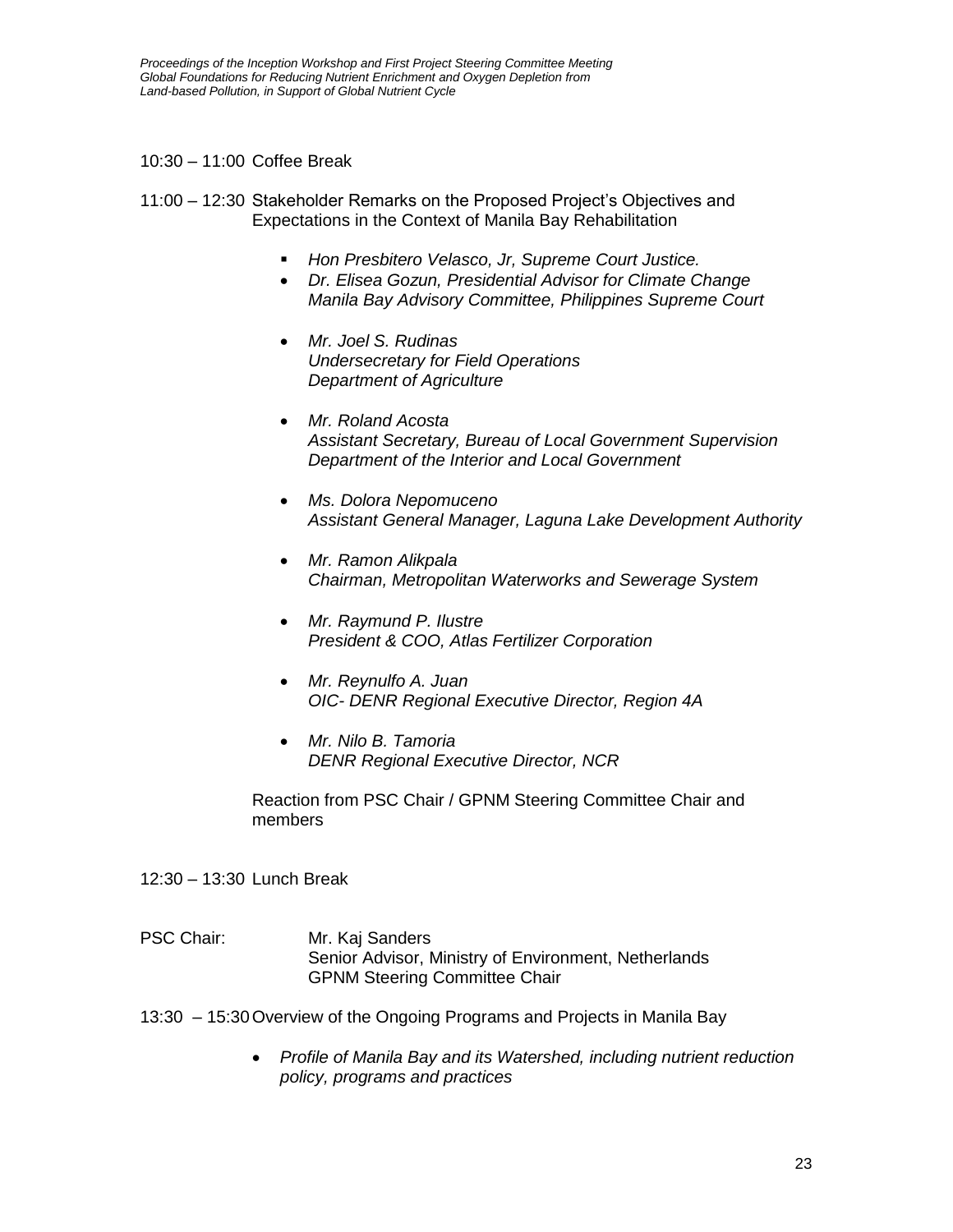10:30 – 11:00 Coffee Break

11:00 – 12:30 Stakeholder Remarks on the Proposed Project's Objectives and Expectations in the Context of Manila Bay Rehabilitation

- *Hon Presbitero Velasco, Jr, Supreme Court Justice.*
- *Dr. Elisea Gozun, Presidential Advisor for Climate Change Manila Bay Advisory Committee, Philippines Supreme Court*
- *Mr. Joel S. Rudinas*  
  *Undersecretary for Field Operations*  
  *Department of Agriculture*
- *Mr. Roland Acosta*  
  *Assistant Secretary, Bureau of Local Government Supervision*  
  *Department of the Interior and Local Government*
- *Ms. Dolora Nepomuceno*  
  *Assistant General Manager, Laguna Lake Development Authority*
- *Mr. Ramon Alikpala*  
  *Chairman, Metropolitan Waterworks and Sewerage System*
- *Mr. Raymund P. Ilustre*  
  *President & COO, Atlas Fertilizer Corporation*
- *Mr. Reynulfo A. Juan*  
  *OIC- DENR Regional Executive Director, Region 4A*
- *Mr. Nilo B. Tamoria*  
  *DENR Regional Executive Director, NCR*

Reaction from PSC Chair / GPNM Steering Committee Chair and members

12:30 – 13:30 Lunch Break

PSC Chair: Mr. Kaj Sanders  
Senior Advisor, Ministry of Environment, Netherlands  
GPNM Steering Committee Chair

13:30 – 15:30 Overview of the Ongoing Programs and Projects in Manila Bay

- *Profile of Manila Bay and its Watershed, including nutrient reduction policy, programs and practices*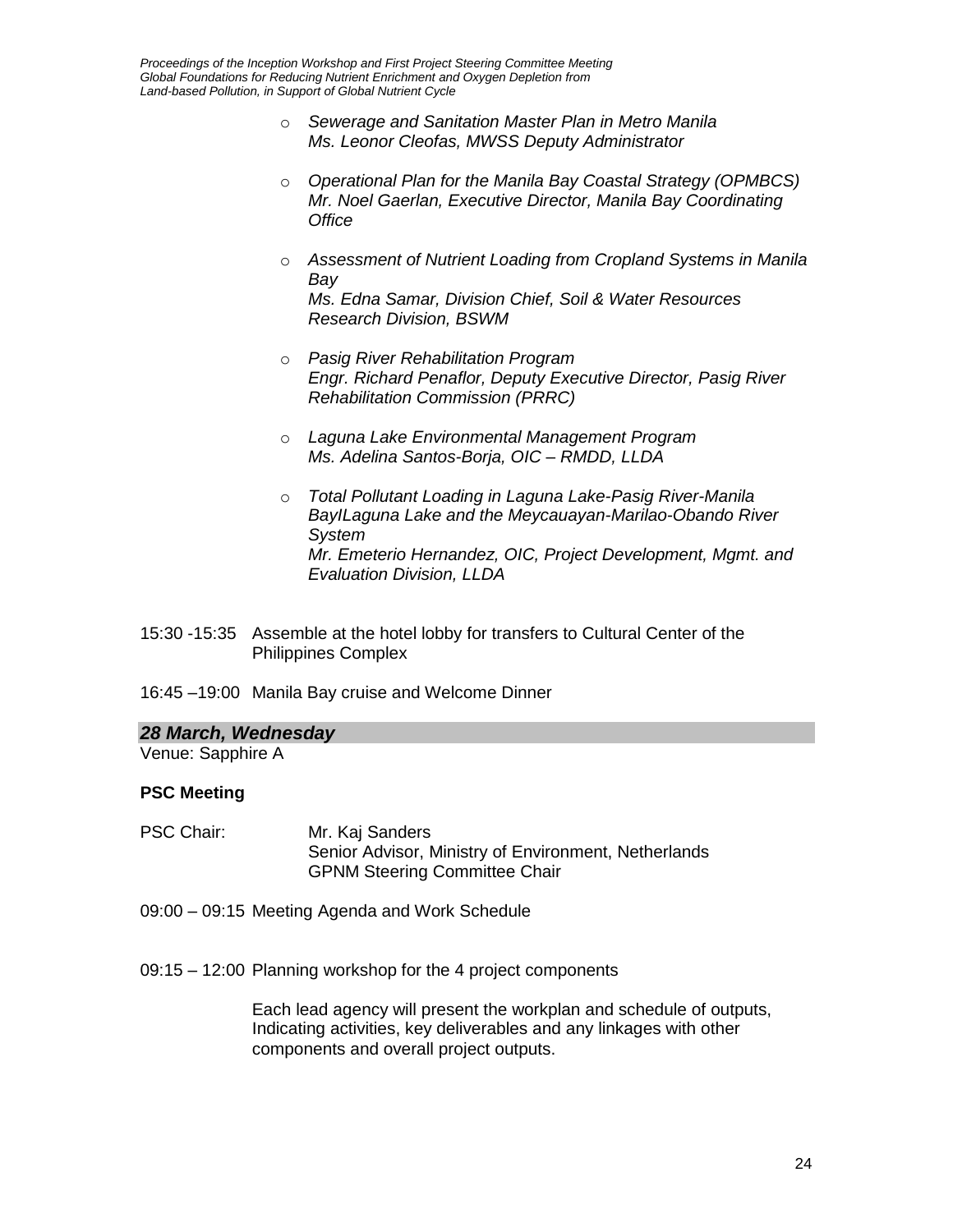- *Sewerage and Sanitation Master Plan in Metro Manila*
  *Ms. Leonor Cleofas, MWSS Deputy Administrator*

- *Operational Plan for the Manila Bay Coastal Strategy (OPMBCS)*
  *Mr. Noel Gaerlan, Executive Director, Manila Bay Coordinating Office*

- *Assessment of Nutrient Loading from Cropland Systems in Manila Bay*
  *Ms. Edna Samar, Division Chief, Soil & Water Resources Research Division, BSWM*

- *Pasig River Rehabilitation Program*
  *Engr. Richard Penaflor, Deputy Executive Director, Pasig River Rehabilitation Commission (PRRC)*

- *Laguna Lake Environmental Management Program*
  *Ms. Adelina Santos-Borja, OIC – RMDD, LLDA*

- *Total Pollutant Loading in Laguna Lake-Pasig River-Manila BayILaguna Lake and the Meycauayan-Marilao-Obando River System*
  *Mr. Emeterio Hernandez, OIC, Project Development, Mgmt. and Evaluation Division, LLDA*

15:30 -15:35 Assemble at the hotel lobby for transfers to Cultural Center of the Philippines Complex

16:45 –19:00 Manila Bay cruise and Welcome Dinner

### *28 March, Wednesday*

Venue: Sapphire A

**PSC Meeting**

PSC Chair: Mr. Kaj Sanders
Senior Advisor, Ministry of Environment, Netherlands
GPNM Steering Committee Chair

09:00 – 09:15 Meeting Agenda and Work Schedule

09:15 – 12:00 Planning workshop for the 4 project components

Each lead agency will present the workplan and schedule of outputs, Indicating activities, key deliverables and any linkages with other components and overall project outputs.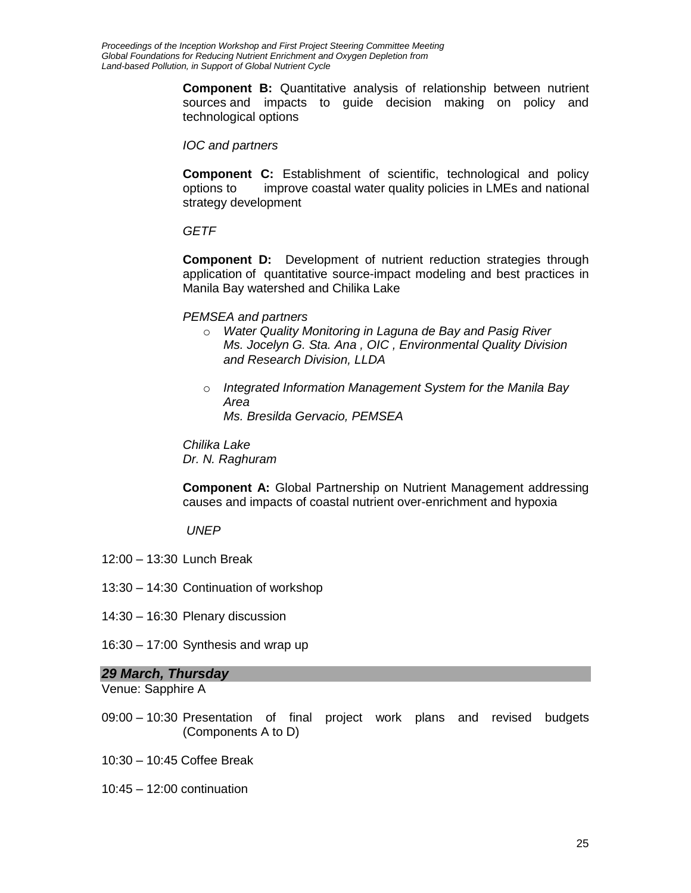**Component B:** Quantitative analysis of relationship between nutrient sources and impacts to guide decision making on policy and technological options

*IOC and partners*

**Component C:** Establishment of scientific, technological and policy options to improve coastal water quality policies in LMEs and national strategy development

*GETF*

**Component D:** Development of nutrient reduction strategies through application of quantitative source-impact modeling and best practices in Manila Bay watershed and Chilika Lake

*PEMSEA and partners*

- *Water Quality Monitoring in Laguna de Bay and Pasig River*
  *Ms. Jocelyn G. Sta. Ana , OIC , Environmental Quality Division and Research Division, LLDA*

- *Integrated Information Management System for the Manila Bay Area*
  *Ms. Bresilda Gervacio, PEMSEA*

*Chilika Lake*
*Dr. N. Raghuram*

**Component A:** Global Partnership on Nutrient Management addressing causes and impacts of coastal nutrient over-enrichment and hypoxia

*UNEP*

12:00 – 13:30 Lunch Break

13:30 – 14:30 Continuation of workshop

14:30 – 16:30 Plenary discussion

16:30 – 17:00 Synthesis and wrap up

***29 March, Thursday***

Venue: Sapphire A

09:00 – 10:30 Presentation of final project work plans and revised budgets (Components A to D)

10:30 – 10:45 Coffee Break

10:45 – 12:00 continuation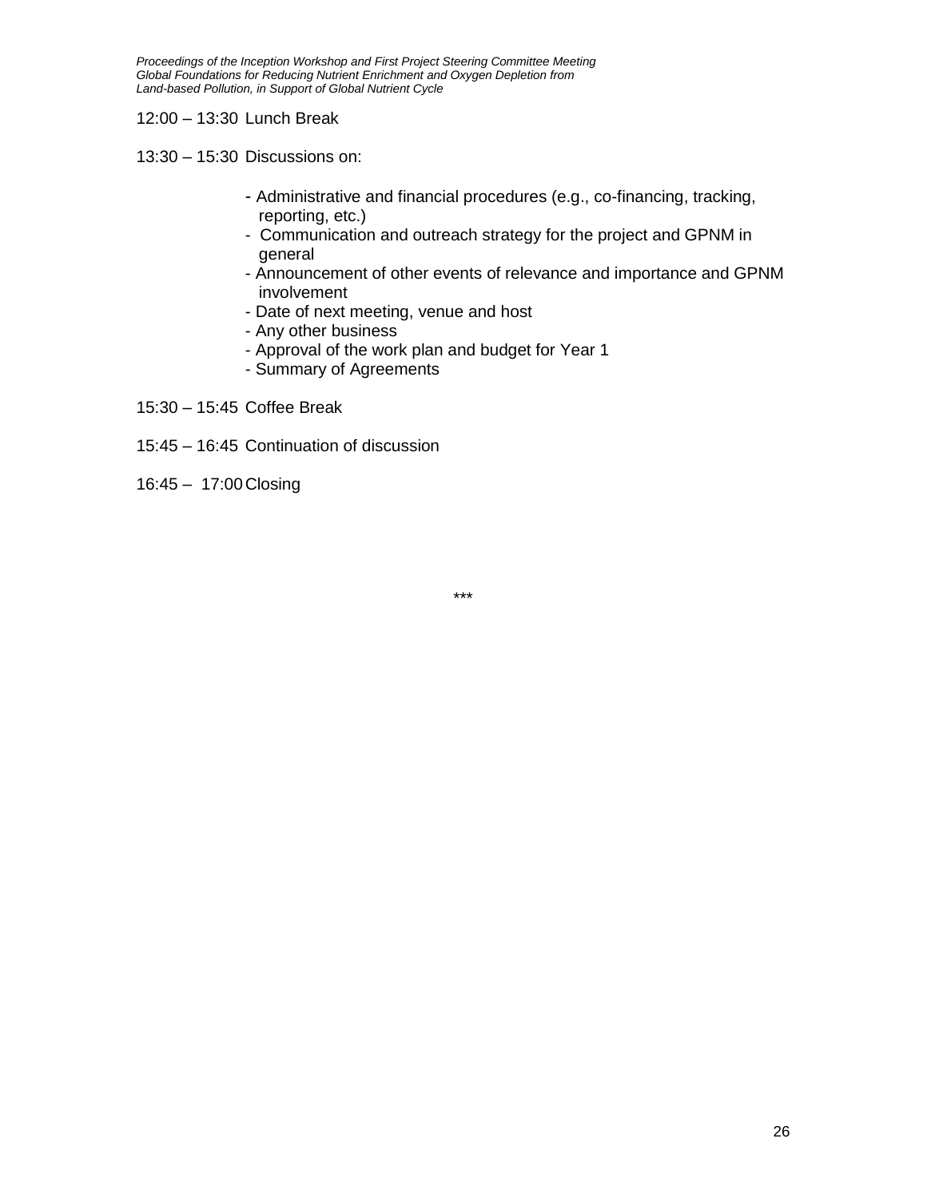12:00 – 13:30 Lunch Break

13:30 – 15:30 Discussions on:

- Administrative and financial procedures (e.g., co-financing, tracking, reporting, etc.)
- Communication and outreach strategy for the project and GPNM in general
- Announcement of other events of relevance and importance and GPNM involvement
- Date of next meeting, venue and host
- Any other business
- Approval of the work plan and budget for Year 1
- Summary of Agreements

15:30 – 15:45 Coffee Break

15:45 – 16:45 Continuation of discussion

16:45 – 17:00 Closing

***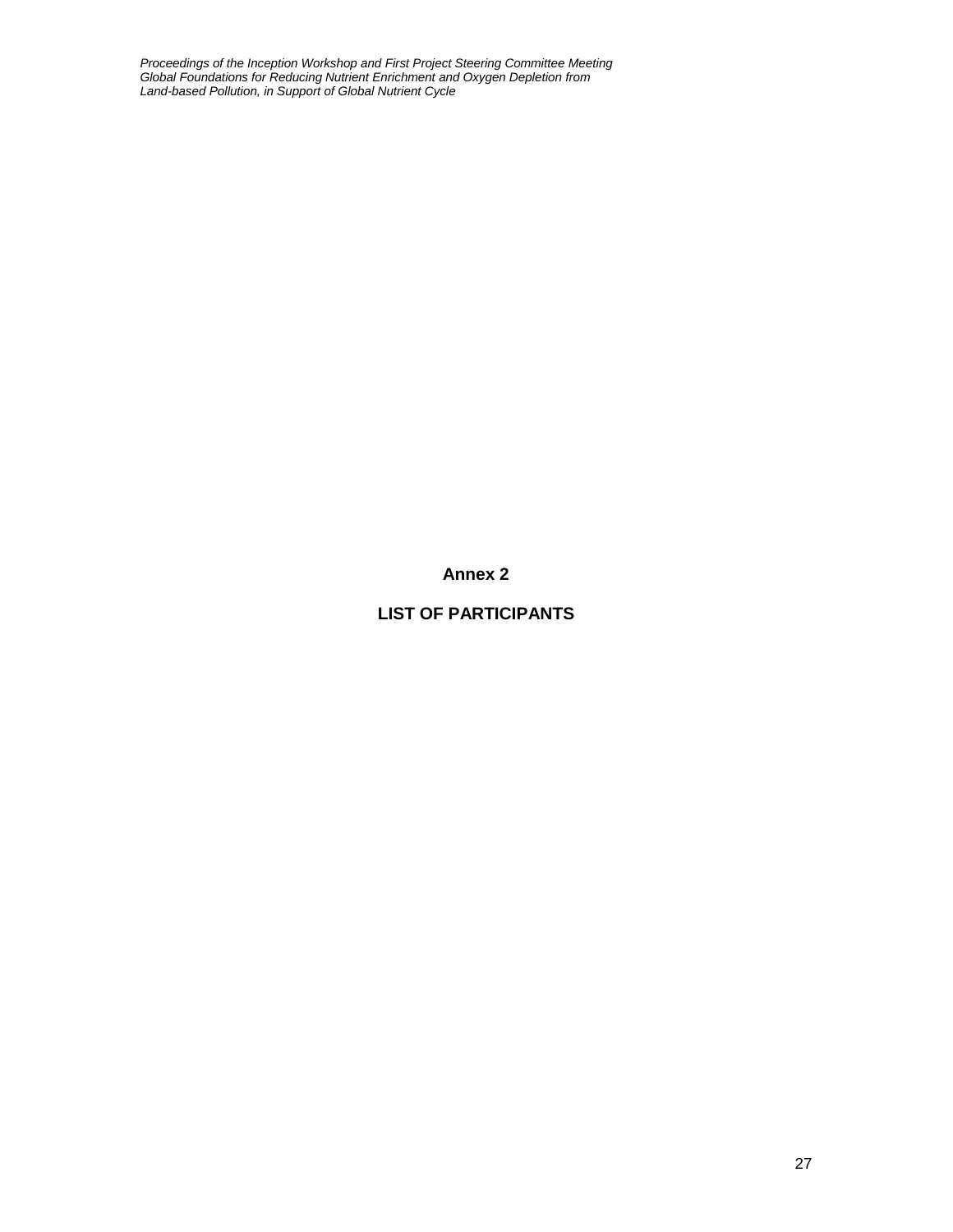## Annex 2

## LIST OF PARTICIPANTS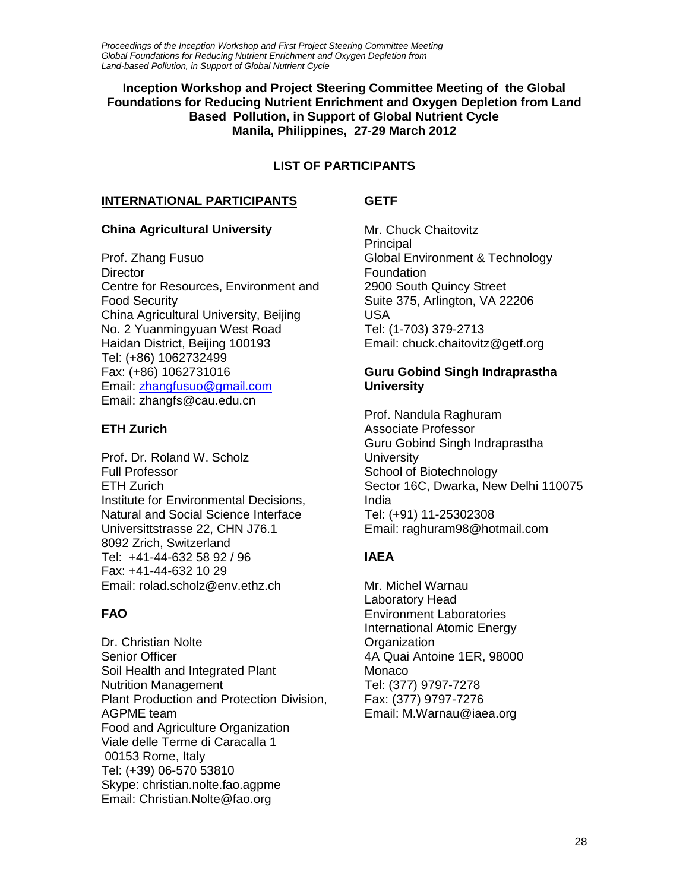**Inception Workshop and Project Steering Committee Meeting of the Global Foundations for Reducing Nutrient Enrichment and Oxygen Depletion from Land Based Pollution, in Support of Global Nutrient Cycle**
**Manila, Philippines, 27-29 March 2012**

## LIST OF PARTICIPANTS

### INTERNATIONAL PARTICIPANTS

**China Agricultural University**

Prof. Zhang Fusuo
Director
Centre for Resources, Environment and Food Security
China Agricultural University, Beijing
No. 2 Yuanmingyuan West Road
Haidan District, Beijing 100193
Tel: (+86) 1062732499
Fax: (+86) 1062731016
Email: zhangfusuo@gmail.com
Email: zhangfs@cau.edu.cn

**ETH Zurich**

Prof. Dr. Roland W. Scholz
Full Professor
ETH Zurich
Institute for Environmental Decisions, Natural and Social Science Interface
Universittstrasse 22, CHN J76.1
8092 Zrich, Switzerland
Tel: +41-44-632 58 92 / 96
Fax: +41-44-632 10 29
Email: rolad.scholz@env.ethz.ch

**FAO**

Dr. Christian Nolte
Senior Officer
Soil Health and Integrated Plant Nutrition Management
Plant Production and Protection Division, AGPME team
Food and Agriculture Organization
Viale delle Terme di Caracalla 1
00153 Rome, Italy
Tel: (+39) 06-570 53810
Skype: christian.nolte.fao.agpme
Email: Christian.Nolte@fao.org

**GETF**

Mr. Chuck Chaitovitz
Principal
Global Environment & Technology Foundation
2900 South Quincy Street
Suite 375, Arlington, VA 22206
USA
Tel: (1-703) 379-2713
Email: chuck.chaitovitz@getf.org

**Guru Gobind Singh Indraprastha University**

Prof. Nandula Raghuram
Associate Professor
Guru Gobind Singh Indraprastha University
School of Biotechnology
Sector 16C, Dwarka, New Delhi 110075
India
Tel: (+91) 11-25302308
Email: raghuram98@hotmail.com

**IAEA**

Mr. Michel Warnau
Laboratory Head
Environment Laboratories
International Atomic Energy Organization
4A Quai Antoine 1ER, 98000
Monaco
Tel: (377) 9797-7278
Fax: (377) 9797-7276
Email: M.Warnau@iaea.org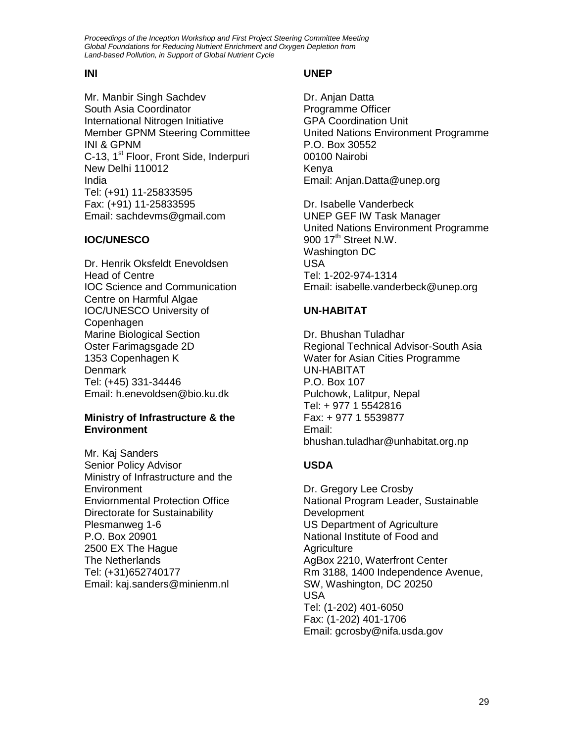**INI**

Mr. Manbir Singh Sachdev
South Asia Coordinator
International Nitrogen Initiative
Member GPNM Steering Committee
INI & GPNM
C-13, 1st Floor, Front Side, Inderpuri
New Delhi 110012
India
Tel: (+91) 11-25833595
Fax: (+91) 11-25833595
Email: sachdevms@gmail.com

**IOC/UNESCO**

Dr. Henrik Oksfeldt Enevoldsen
Head of Centre
IOC Science and Communication Centre on Harmful Algae
IOC/UNESCO University of Copenhagen
Marine Biological Section
Oster Farimagsgade 2D
1353 Copenhagen K
Denmark
Tel: (+45) 331-34446
Email: h.enevoldsen@bio.ku.dk

**Ministry of Infrastructure & the Environment**

Mr. Kaj Sanders
Senior Policy Advisor
Ministry of Infrastructure and the Environment
Enviornmental Protection Office
Directorate for Sustainability
Plesmanweg 1-6
P.O. Box 20901
2500 EX The Hague
The Netherlands
Tel: (+31)652740177
Email: kaj.sanders@minienm.nl

**UNEP**

Dr. Anjan Datta
Programme Officer
GPA Coordination Unit
United Nations Environment Programme
P.O. Box 30552
00100 Nairobi
Kenya
Email: Anjan.Datta@unep.org

Dr. Isabelle Vanderbeck
UNEP GEF IW Task Manager
United Nations Environment Programme
900 17th Street N.W.
Washington DC
USA
Tel: 1-202-974-1314
Email: isabelle.vanderbeck@unep.org

**UN-HABITAT**

Dr. Bhushan Tuladhar
Regional Technical Advisor-South Asia
Water for Asian Cities Programme
UN-HABITAT
P.O. Box 107
Pulchowk, Lalitpur, Nepal
Tel: + 977 1 5542816
Fax: + 977 1 5539877
Email: bhushan.tuladhar@unhabitat.org.np

**USDA**

Dr. Gregory Lee Crosby
National Program Leader, Sustainable Development
US Department of Agriculture
National Institute of Food and Agriculture
AgBox 2210, Waterfront Center
Rm 3188, 1400 Independence Avenue, SW, Washington, DC 20250
USA
Tel: (1-202) 401-6050
Fax: (1-202) 401-1706
Email: gcrosby@nifa.usda.gov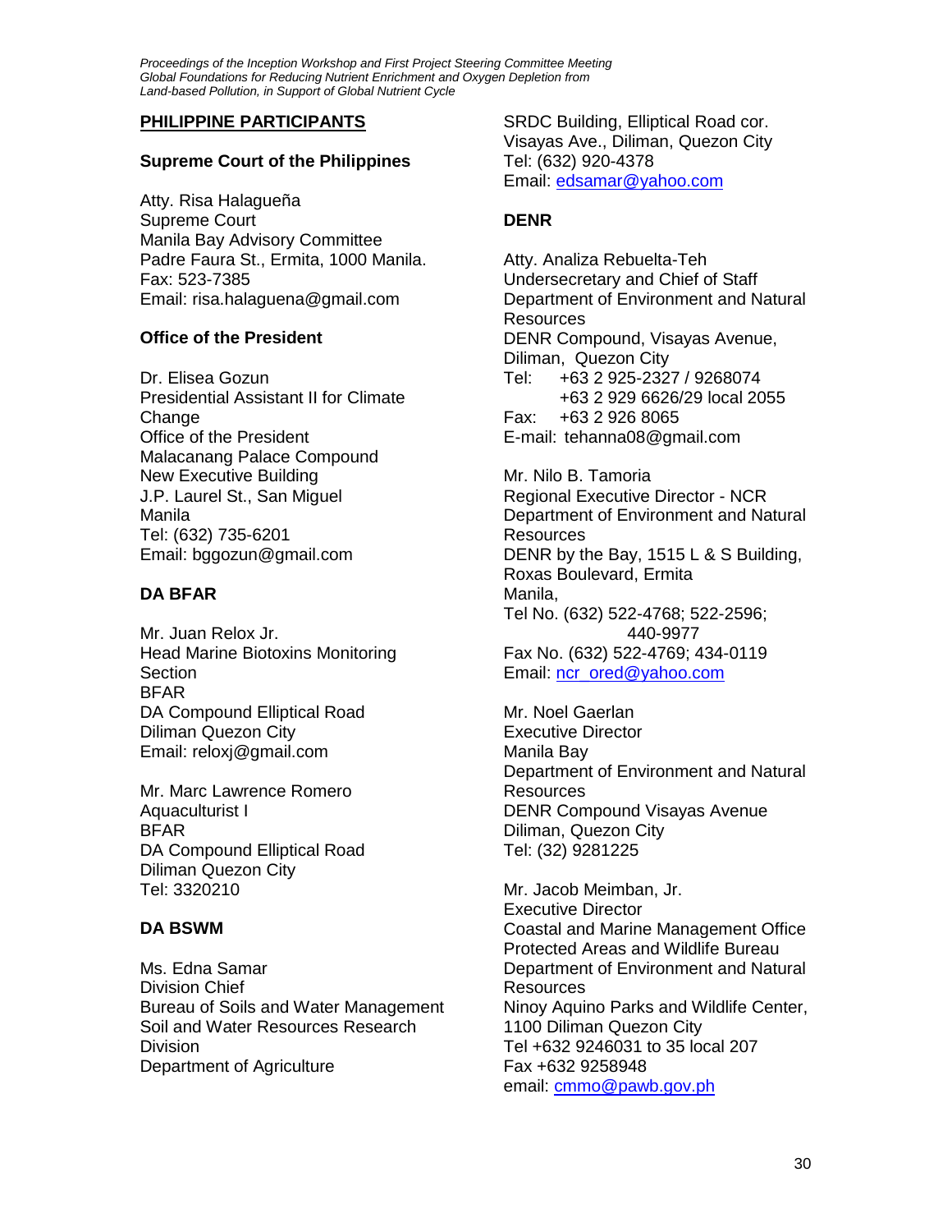## PHILIPPINE PARTICIPANTS

### Supreme Court of the Philippines

Atty. Risa Halagueña
Supreme Court
Manila Bay Advisory Committee
Padre Faura St., Ermita, 1000 Manila.
Fax: 523-7385
Email: risa.halaguena@gmail.com

### Office of the President

Dr. Elisea Gozun
Presidential Assistant II for Climate Change
Office of the President
Malacanang Palace Compound
New Executive Building
J.P. Laurel St., San Miguel
Manila
Tel: (632) 735-6201
Email: bggozun@gmail.com

### DA BFAR

Mr. Juan Relox Jr.
Head Marine Biotoxins Monitoring Section
BFAR
DA Compound Elliptical Road
Diliman Quezon City
Email: reloxj@gmail.com

Mr. Marc Lawrence Romero
Aquaculturist I
BFAR
DA Compound Elliptical Road
Diliman Quezon City
Tel: 3320210

### DA BSWM

Ms. Edna Samar
Division Chief
Bureau of Soils and Water Management
Soil and Water Resources Research Division
Department of Agriculture
SRDC Building, Elliptical Road cor. Visayas Ave., Diliman, Quezon City
Tel: (632) 920-4378
Email: edsamar@yahoo.com

### DENR

Atty. Analiza Rebuelta-Teh
Undersecretary and Chief of Staff
Department of Environment and Natural Resources
DENR Compound, Visayas Avenue, Diliman, Quezon City
Tel: +63 2 925-2327 / 9268074
+63 2 929 6626/29 local 2055
Fax: +63 2 926 8065
E-mail: tehanna08@gmail.com

Mr. Nilo B. Tamoria
Regional Executive Director - NCR
Department of Environment and Natural Resources
DENR by the Bay, 1515 L & S Building, Roxas Boulevard, Ermita
Manila,
Tel No. (632) 522-4768; 522-2596; 440-9977
Fax No. (632) 522-4769; 434-0119
Email: ncr_ored@yahoo.com

Mr. Noel Gaerlan
Executive Director
Manila Bay
Department of Environment and Natural Resources
DENR Compound Visayas Avenue
Diliman, Quezon City
Tel: (32) 9281225

Mr. Jacob Meimban, Jr.
Executive Director
Coastal and Marine Management Office
Protected Areas and Wildlife Bureau
Department of Environment and Natural Resources
Ninoy Aquino Parks and Wildlife Center, 1100 Diliman Quezon City
Tel +632 9246031 to 35 local 207
Fax +632 9258948
email: cmmo@pawb.gov.ph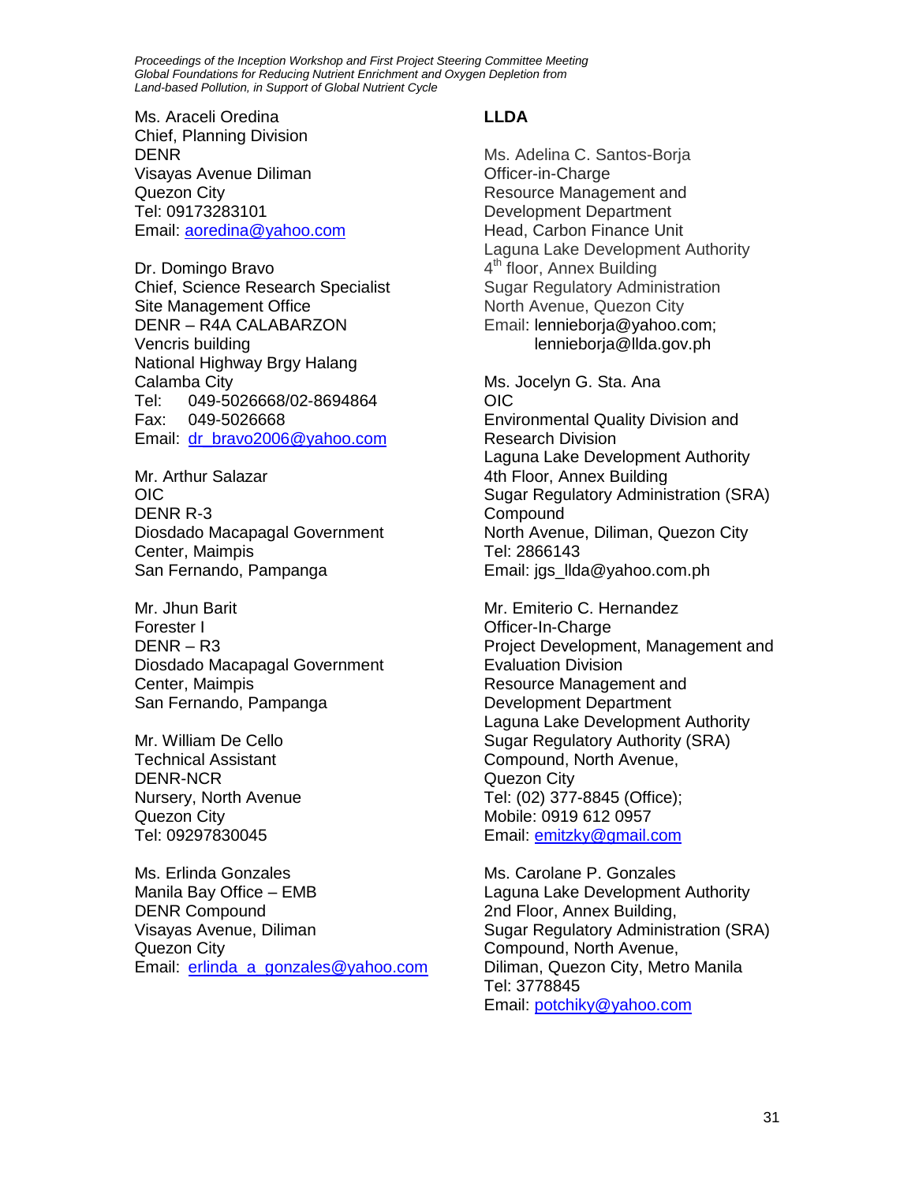Ms. Araceli Oredina
Chief, Planning Division
DENR
Visayas Avenue Diliman
Quezon City
Tel: 09173283101
Email: aoredina@yahoo.com

Dr. Domingo Bravo
Chief, Science Research Specialist
Site Management Office
DENR – R4A CALABARZON
Vencris building
National Highway Brgy Halang
Calamba City
Tel: 049-5026668/02-8694864
Fax: 049-5026668
Email: dr_bravo2006@yahoo.com

Mr. Arthur Salazar
OIC
DENR R-3
Diosdado Macapagal Government Center, Maimpis
San Fernando, Pampanga

Mr. Jhun Barit
Forester I
DENR – R3
Diosdado Macapagal Government Center, Maimpis
San Fernando, Pampanga

Mr. William De Cello
Technical Assistant
DENR-NCR
Nursery, North Avenue
Quezon City
Tel: 09297830045

Ms. Erlinda Gonzales
Manila Bay Office – EMB
DENR Compound
Visayas Avenue, Diliman
Quezon City
Email: erlinda_a_gonzales@yahoo.com

**LLDA**

Ms. Adelina C. Santos-Borja
Officer-in-Charge
Resource Management and Development Department
Head, Carbon Finance Unit
Laguna Lake Development Authority
4th floor, Annex Building
Sugar Regulatory Administration
North Avenue, Quezon City
Email: lennieborja@yahoo.com;
lennieborja@llda.gov.ph

Ms. Jocelyn G. Sta. Ana
OIC
Environmental Quality Division and Research Division
Laguna Lake Development Authority
4th Floor, Annex Building
Sugar Regulatory Administration (SRA) Compound
North Avenue, Diliman, Quezon City
Tel: 2866143
Email: jgs_llda@yahoo.com.ph

Mr. Emiterio C. Hernandez
Officer-In-Charge
Project Development, Management and Evaluation Division
Resource Management and Development Department
Laguna Lake Development Authority
Sugar Regulatory Authority (SRA) Compound, North Avenue,
Quezon City
Tel: (02) 377-8845 (Office);
Mobile: 0919 612 0957
Email: emitzky@gmail.com

Ms. Carolane P. Gonzales
Laguna Lake Development Authority
2nd Floor, Annex Building,
Sugar Regulatory Administration (SRA) Compound, North Avenue,
Diliman, Quezon City, Metro Manila
Tel: 3778845
Email: potchiky@yahoo.com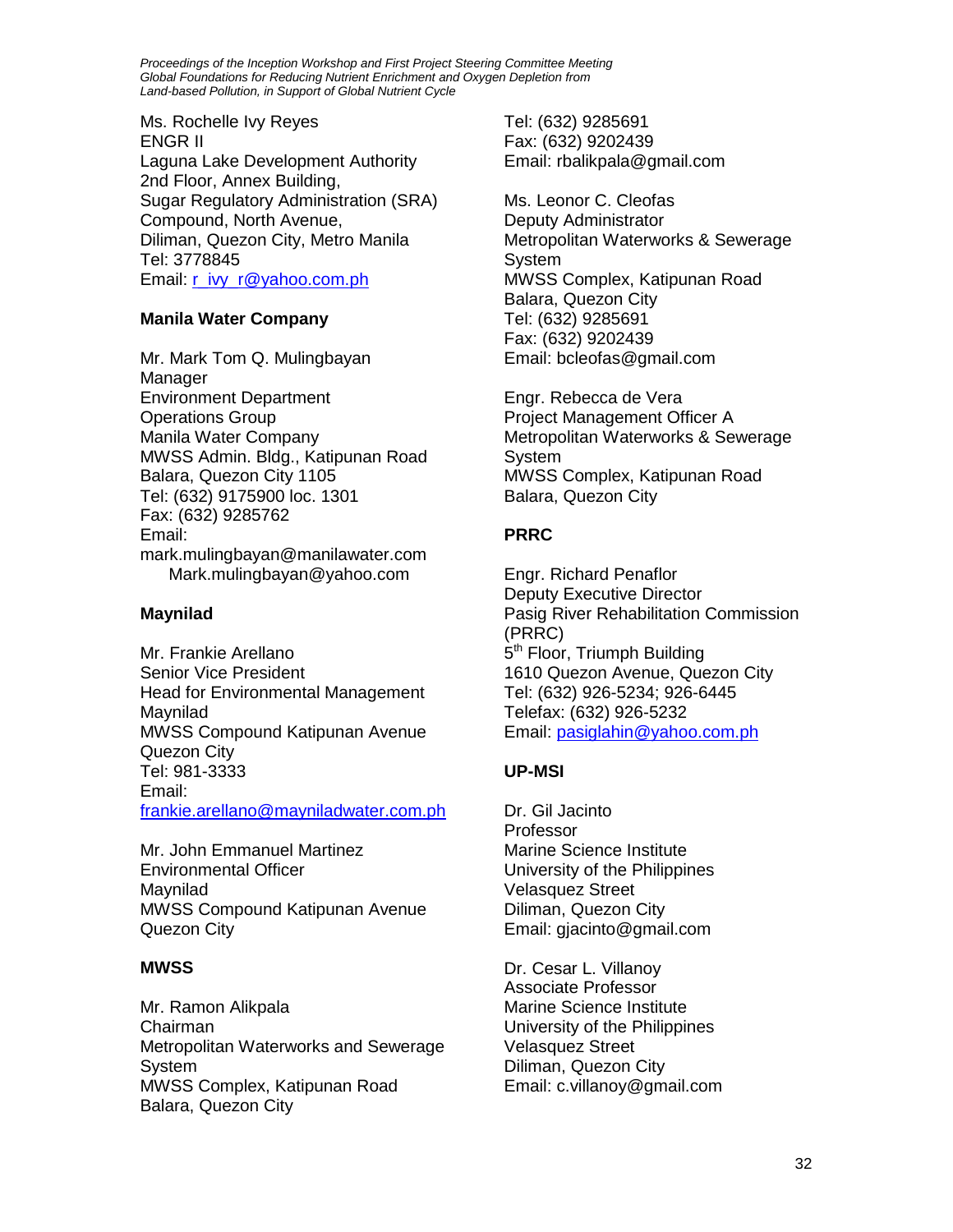Ms. Rochelle Ivy Reyes
ENGR II
Laguna Lake Development Authority
2nd Floor, Annex Building,
Sugar Regulatory Administration (SRA) Compound, North Avenue,
Diliman, Quezon City, Metro Manila
Tel: 3778845
Email: r_ivy_r@yahoo.com.ph

**Manila Water Company**

Mr. Mark Tom Q. Mulingbayan
Manager
Environment Department
Operations Group
Manila Water Company
MWSS Admin. Bldg., Katipunan Road
Balara, Quezon City 1105
Tel: (632) 9175900 loc. 1301
Fax: (632) 9285762
Email:
mark.mulingbayan@manilawater.com
Mark.mulingbayan@yahoo.com

**Maynilad**

Mr. Frankie Arellano
Senior Vice President
Head for Environmental Management
Maynilad
MWSS Compound Katipunan Avenue
Quezon City
Tel: 981-3333
Email:
frankie.arellano@mayniladwater.com.ph

Mr. John Emmanuel Martinez
Environmental Officer
Maynilad
MWSS Compound Katipunan Avenue
Quezon City

**MWSS**

Mr. Ramon Alikpala
Chairman
Metropolitan Waterworks and Sewerage System
MWSS Complex, Katipunan Road
Balara, Quezon City
Tel: (632) 9285691
Fax: (632) 9202439
Email: rbalikpala@gmail.com

Ms. Leonor C. Cleofas
Deputy Administrator
Metropolitan Waterworks & Sewerage System
MWSS Complex, Katipunan Road
Balara, Quezon City
Tel: (632) 9285691
Fax: (632) 9202439
Email: bcleofas@gmail.com

Engr. Rebecca de Vera
Project Management Officer A
Metropolitan Waterworks & Sewerage System
MWSS Complex, Katipunan Road
Balara, Quezon City

**PRRC**

Engr. Richard Penaflor
Deputy Executive Director
Pasig River Rehabilitation Commission (PRRC)
5th Floor, Triumph Building
1610 Quezon Avenue, Quezon City
Tel: (632) 926-5234; 926-6445
Telefax: (632) 926-5232
Email: pasiglahin@yahoo.com.ph

**UP-MSI**

Dr. Gil Jacinto
Professor
Marine Science Institute
University of the Philippines
Velasquez Street
Diliman, Quezon City
Email: gjacinto@gmail.com

Dr. Cesar L. Villanoy
Associate Professor
Marine Science Institute
University of the Philippines
Velasquez Street
Diliman, Quezon City
Email: c.villanoy@gmail.com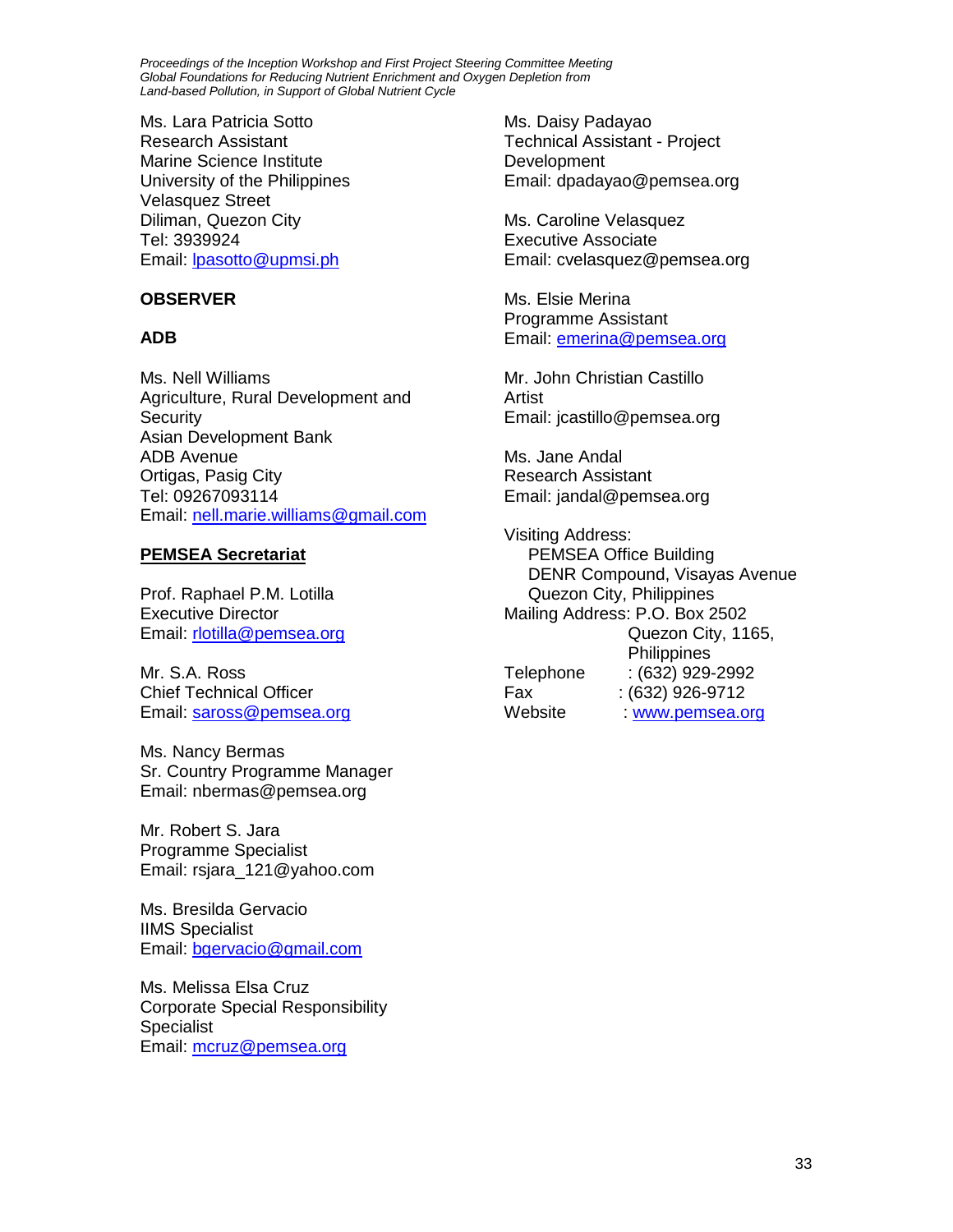Ms. Lara Patricia Sotto
Research Assistant
Marine Science Institute
University of the Philippines
Velasquez Street
Diliman, Quezon City
Tel: 3939924
Email: lpasotto@upmsi.ph

**OBSERVER**

**ADB**

Ms. Nell Williams
Agriculture, Rural Development and Security
Asian Development Bank
ADB Avenue
Ortigas, Pasig City
Tel: 09267093114
Email: nell.marie.williams@gmail.com

**PEMSEA Secretariat**

Prof. Raphael P.M. Lotilla
Executive Director
Email: rlotilla@pemsea.org

Mr. S.A. Ross
Chief Technical Officer
Email: saross@pemsea.org

Ms. Nancy Bermas
Sr. Country Programme Manager
Email: nbermas@pemsea.org

Mr. Robert S. Jara
Programme Specialist
Email: rsjara_121@yahoo.com

Ms. Bresilda Gervacio
IIMS Specialist
Email: bgervacio@gmail.com

Ms. Melissa Elsa Cruz
Corporate Special Responsibility Specialist
Email: mcruz@pemsea.org

Ms. Daisy Padayao
Technical Assistant - Project Development
Email: dpadayao@pemsea.org

Ms. Caroline Velasquez
Executive Associate
Email: cvelasquez@pemsea.org

Ms. Elsie Merina
Programme Assistant
Email: emerina@pemsea.org

Mr. John Christian Castillo
Artist
Email: jcastillo@pemsea.org

Ms. Jane Andal
Research Assistant
Email: jandal@pemsea.org

Visiting Address:
PEMSEA Office Building
DENR Compound, Visayas Avenue
Quezon City, Philippines
Mailing Address: P.O. Box 2502
Quezon City, 1165, Philippines
Telephone : (632) 929-2992
Fax : (632) 926-9712
Website : www.pemsea.org